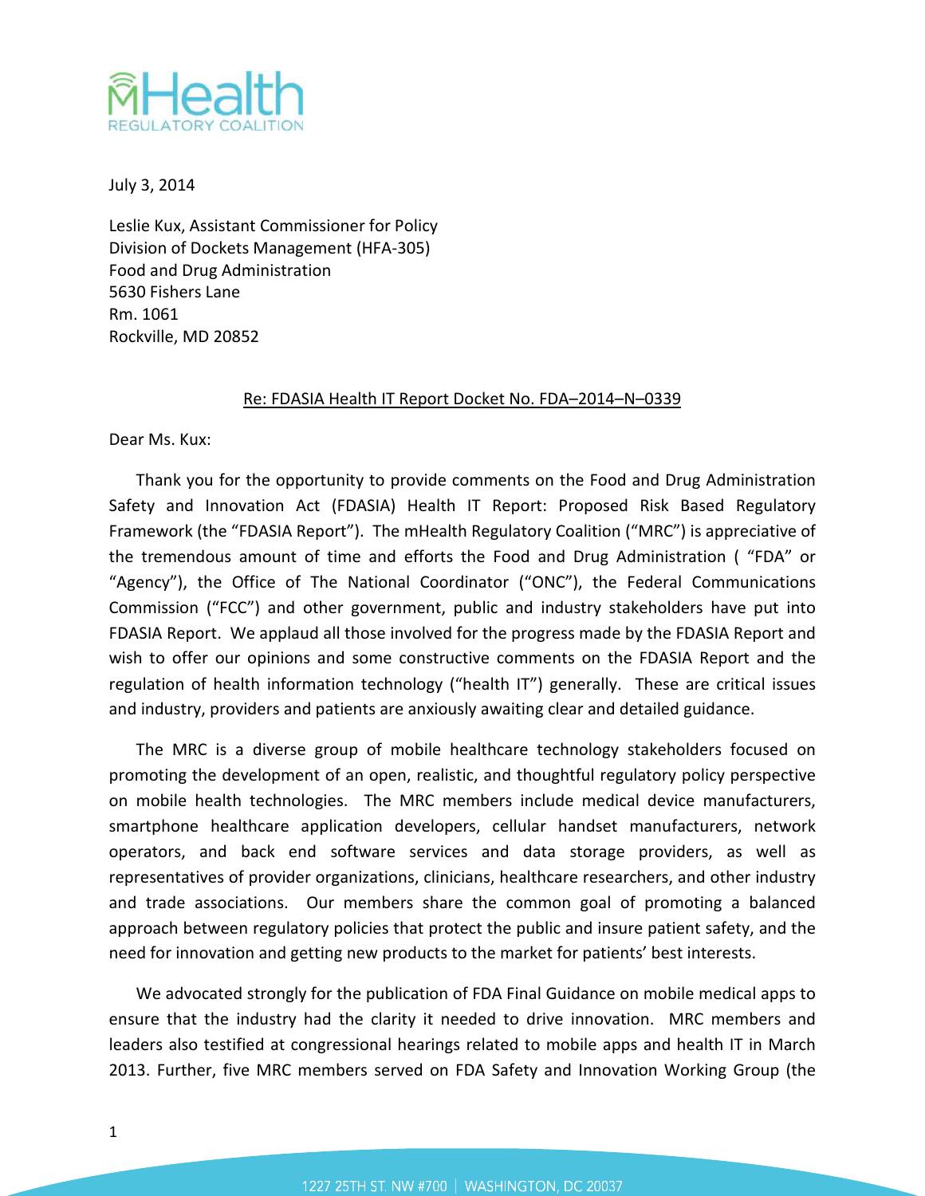mHealth
REGULATORY COALITION

July 3, 2014

Leslie Kux, Assistant Commissioner for Policy
Division of Dockets Management (HFA-305)
Food and Drug Administration
5630 Fishers Lane
Rm. 1061
Rockville, MD 20852

Re: FDASIA Health IT Report Docket No. FDA–2014–N–0339

Dear Ms. Kux:

Thank you for the opportunity to provide comments on the Food and Drug Administration Safety and Innovation Act (FDASIA) Health IT Report: Proposed Risk Based Regulatory Framework (the "FDASIA Report"). The mHealth Regulatory Coalition ("MRC") is appreciative of the tremendous amount of time and efforts the Food and Drug Administration ( "FDA" or "Agency"), the Office of The National Coordinator ("ONC"), the Federal Communications Commission ("FCC") and other government, public and industry stakeholders have put into FDASIA Report. We applaud all those involved for the progress made by the FDASIA Report and wish to offer our opinions and some constructive comments on the FDASIA Report and the regulation of health information technology ("health IT") generally. These are critical issues and industry, providers and patients are anxiously awaiting clear and detailed guidance.

The MRC is a diverse group of mobile healthcare technology stakeholders focused on promoting the development of an open, realistic, and thoughtful regulatory policy perspective on mobile health technologies. The MRC members include medical device manufacturers, smartphone healthcare application developers, cellular handset manufacturers, network operators, and back end software services and data storage providers, as well as representatives of provider organizations, clinicians, healthcare researchers, and other industry and trade associations. Our members share the common goal of promoting a balanced approach between regulatory policies that protect the public and insure patient safety, and the need for innovation and getting new products to the market for patients' best interests.

We advocated strongly for the publication of FDA Final Guidance on mobile medical apps to ensure that the industry had the clarity it needed to drive innovation. MRC members and leaders also testified at congressional hearings related to mobile apps and health IT in March 2013. Further, five MRC members served on FDA Safety and Innovation Working Group (the

1227 25TH ST. NW #700 | WASHINGTON, DC 20037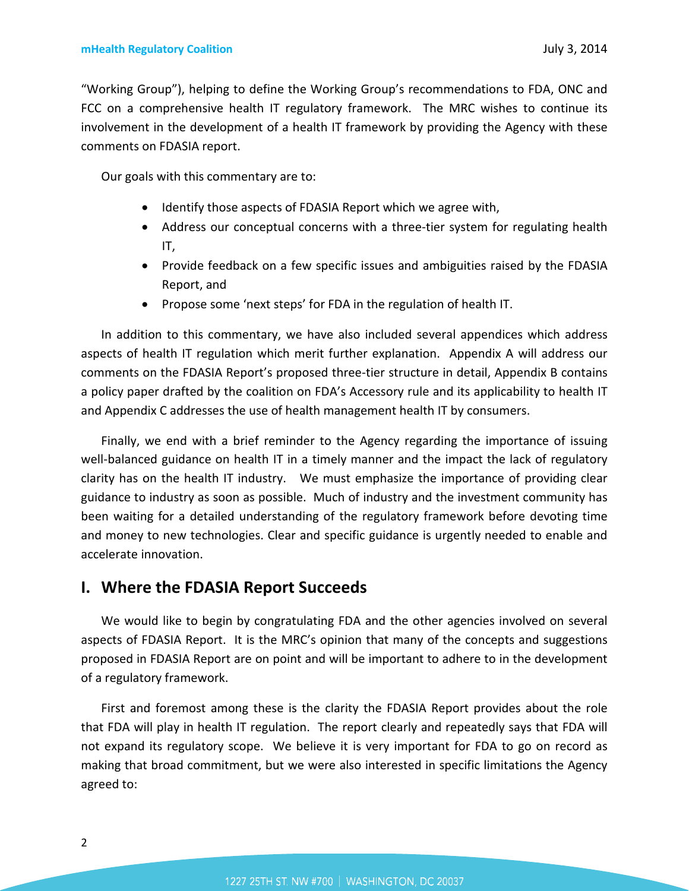"Working Group"), helping to define the Working Group's recommendations to FDA, ONC and FCC on a comprehensive health IT regulatory framework. The MRC wishes to continue its involvement in the development of a health IT framework by providing the Agency with these comments on FDASIA report.

Our goals with this commentary are to:

- Identify those aspects of FDASIA Report which we agree with,
- Address our conceptual concerns with a three-tier system for regulating health IT,
- Provide feedback on a few specific issues and ambiguities raised by the FDASIA Report, and
- Propose some 'next steps' for FDA in the regulation of health IT.

In addition to this commentary, we have also included several appendices which address aspects of health IT regulation which merit further explanation. Appendix A will address our comments on the FDASIA Report's proposed three-tier structure in detail, Appendix B contains a policy paper drafted by the coalition on FDA's Accessory rule and its applicability to health IT and Appendix C addresses the use of health management health IT by consumers.

Finally, we end with a brief reminder to the Agency regarding the importance of issuing well-balanced guidance on health IT in a timely manner and the impact the lack of regulatory clarity has on the health IT industry. We must emphasize the importance of providing clear guidance to industry as soon as possible. Much of industry and the investment community has been waiting for a detailed understanding of the regulatory framework before devoting time and money to new technologies. Clear and specific guidance is urgently needed to enable and accelerate innovation.

## I. Where the FDASIA Report Succeeds

We would like to begin by congratulating FDA and the other agencies involved on several aspects of FDASIA Report. It is the MRC's opinion that many of the concepts and suggestions proposed in FDASIA Report are on point and will be important to adhere to in the development of a regulatory framework.

First and foremost among these is the clarity the FDASIA Report provides about the role that FDA will play in health IT regulation. The report clearly and repeatedly says that FDA will not expand its regulatory scope. We believe it is very important for FDA to go on record as making that broad commitment, but we were also interested in specific limitations the Agency agreed to: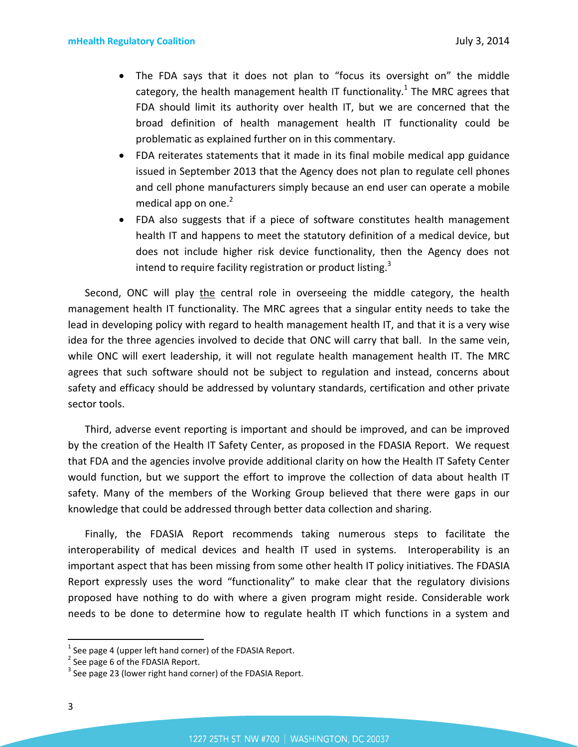- The FDA says that it does not plan to "focus its oversight on" the middle category, the health management health IT functionality.[1] The MRC agrees that FDA should limit its authority over health IT, but we are concerned that the broad definition of health management health IT functionality could be problematic as explained further on in this commentary.
- FDA reiterates statements that it made in its final mobile medical app guidance issued in September 2013 that the Agency does not plan to regulate cell phones and cell phone manufacturers simply because an end user can operate a mobile medical app on one.[2]
- FDA also suggests that if a piece of software constitutes health management health IT and happens to meet the statutory definition of a medical device, but does not include higher risk device functionality, then the Agency does not intend to require facility registration or product listing.[3]

Second, ONC will play <u>the</u> central role in overseeing the middle category, the health management health IT functionality. The MRC agrees that a singular entity needs to take the lead in developing policy with regard to health management health IT, and that it is a very wise idea for the three agencies involved to decide that ONC will carry that ball. In the same vein, while ONC will exert leadership, it will not regulate health management health IT. The MRC agrees that such software should not be subject to regulation and instead, concerns about safety and efficacy should be addressed by voluntary standards, certification and other private sector tools.

Third, adverse event reporting is important and should be improved, and can be improved by the creation of the Health IT Safety Center, as proposed in the FDASIA Report. We request that FDA and the agencies involve provide additional clarity on how the Health IT Safety Center would function, but we support the effort to improve the collection of data about health IT safety. Many of the members of the Working Group believed that there were gaps in our knowledge that could be addressed through better data collection and sharing.

Finally, the FDASIA Report recommends taking numerous steps to facilitate the interoperability of medical devices and health IT used in systems. Interoperability is an important aspect that has been missing from some other health IT policy initiatives. The FDASIA Report expressly uses the word "functionality" to make clear that the regulatory divisions proposed have nothing to do with where a given program might reside. Considerable work needs to be done to determine how to regulate health IT which functions in a system and

---

[1] See page 4 (upper left hand corner) of the FDASIA Report.
[2] See page 6 of the FDASIA Report.
[3] See page 23 (lower right hand corner) of the FDASIA Report.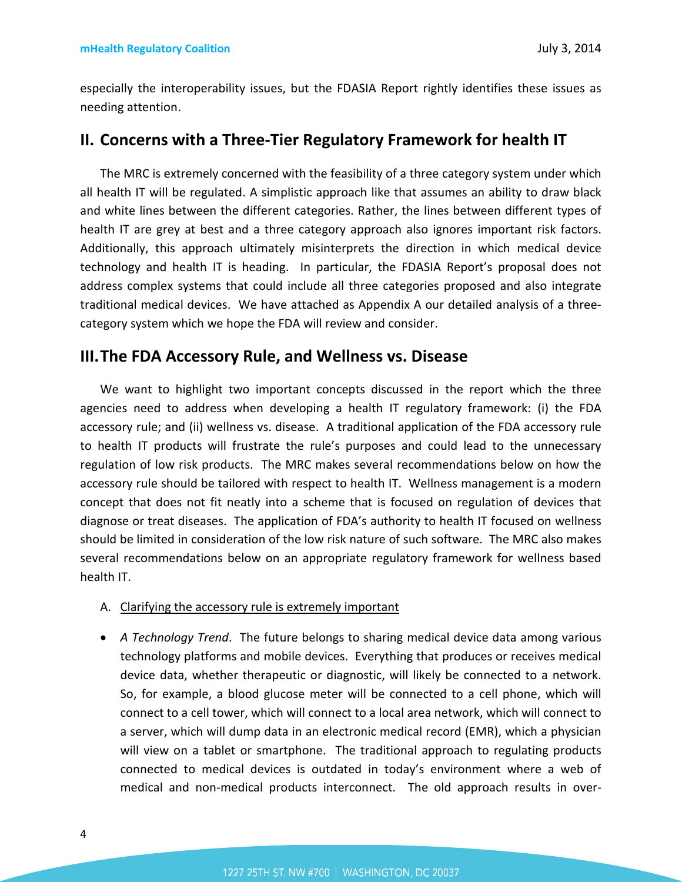especially the interoperability issues, but the FDASIA Report rightly identifies these issues as needing attention.

## II. Concerns with a Three-Tier Regulatory Framework for health IT

The MRC is extremely concerned with the feasibility of a three category system under which all health IT will be regulated. A simplistic approach like that assumes an ability to draw black and white lines between the different categories. Rather, the lines between different types of health IT are grey at best and a three category approach also ignores important risk factors. Additionally, this approach ultimately misinterprets the direction in which medical device technology and health IT is heading. In particular, the FDASIA Report's proposal does not address complex systems that could include all three categories proposed and also integrate traditional medical devices. We have attached as Appendix A our detailed analysis of a three-category system which we hope the FDA will review and consider.

## III. The FDA Accessory Rule, and Wellness vs. Disease

We want to highlight two important concepts discussed in the report which the three agencies need to address when developing a health IT regulatory framework: (i) the FDA accessory rule; and (ii) wellness vs. disease. A traditional application of the FDA accessory rule to health IT products will frustrate the rule's purposes and could lead to the unnecessary regulation of low risk products. The MRC makes several recommendations below on how the accessory rule should be tailored with respect to health IT. Wellness management is a modern concept that does not fit neatly into a scheme that is focused on regulation of devices that diagnose or treat diseases. The application of FDA's authority to health IT focused on wellness should be limited in consideration of the low risk nature of such software. The MRC also makes several recommendations below on an appropriate regulatory framework for wellness based health IT.

A. <u>Clarifying the accessory rule is extremely important</u>

- *A Technology Trend*. The future belongs to sharing medical device data among various technology platforms and mobile devices. Everything that produces or receives medical device data, whether therapeutic or diagnostic, will likely be connected to a network. So, for example, a blood glucose meter will be connected to a cell phone, which will connect to a cell tower, which will connect to a local area network, which will connect to a server, which will dump data in an electronic medical record (EMR), which a physician will view on a tablet or smartphone. The traditional approach to regulating products connected to medical devices is outdated in today's environment where a web of medical and non-medical products interconnect. The old approach results in over-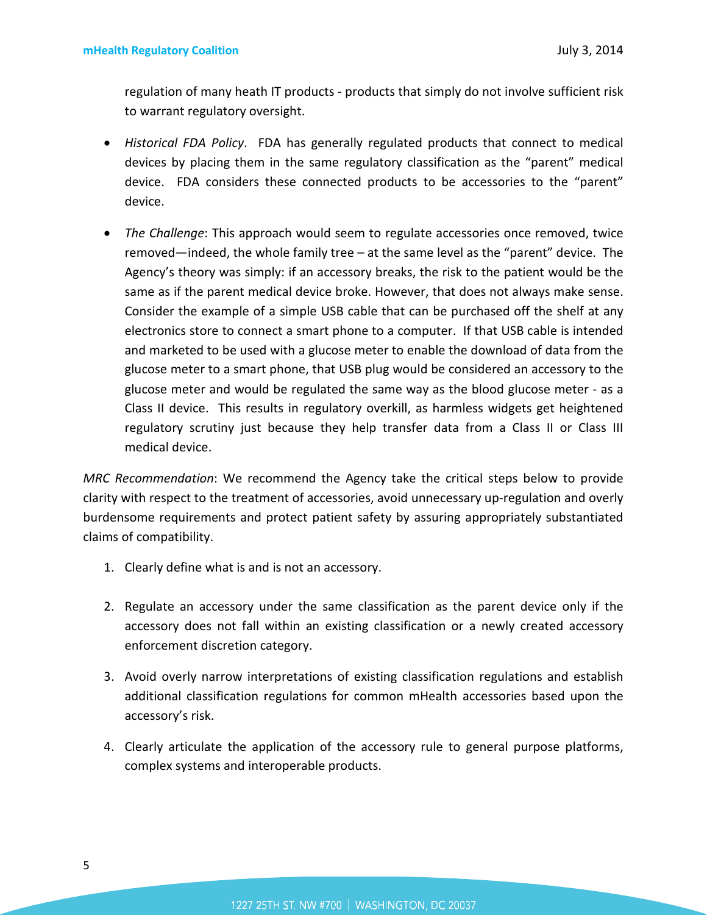regulation of many heath IT products - products that simply do not involve sufficient risk to warrant regulatory oversight.

- *Historical FDA Policy*. FDA has generally regulated products that connect to medical devices by placing them in the same regulatory classification as the "parent" medical device. FDA considers these connected products to be accessories to the "parent" device.

- *The Challenge*: This approach would seem to regulate accessories once removed, twice removed—indeed, the whole family tree – at the same level as the "parent" device. The Agency's theory was simply: if an accessory breaks, the risk to the patient would be the same as if the parent medical device broke. However, that does not always make sense. Consider the example of a simple USB cable that can be purchased off the shelf at any electronics store to connect a smart phone to a computer. If that USB cable is intended and marketed to be used with a glucose meter to enable the download of data from the glucose meter to a smart phone, that USB plug would be considered an accessory to the glucose meter and would be regulated the same way as the blood glucose meter - as a Class II device. This results in regulatory overkill, as harmless widgets get heightened regulatory scrutiny just because they help transfer data from a Class II or Class III medical device.

*MRC Recommendation*: We recommend the Agency take the critical steps below to provide clarity with respect to the treatment of accessories, avoid unnecessary up-regulation and overly burdensome requirements and protect patient safety by assuring appropriately substantiated claims of compatibility.

1. Clearly define what is and is not an accessory.

2. Regulate an accessory under the same classification as the parent device only if the accessory does not fall within an existing classification or a newly created accessory enforcement discretion category.

3. Avoid overly narrow interpretations of existing classification regulations and establish additional classification regulations for common mHealth accessories based upon the accessory's risk.

4. Clearly articulate the application of the accessory rule to general purpose platforms, complex systems and interoperable products.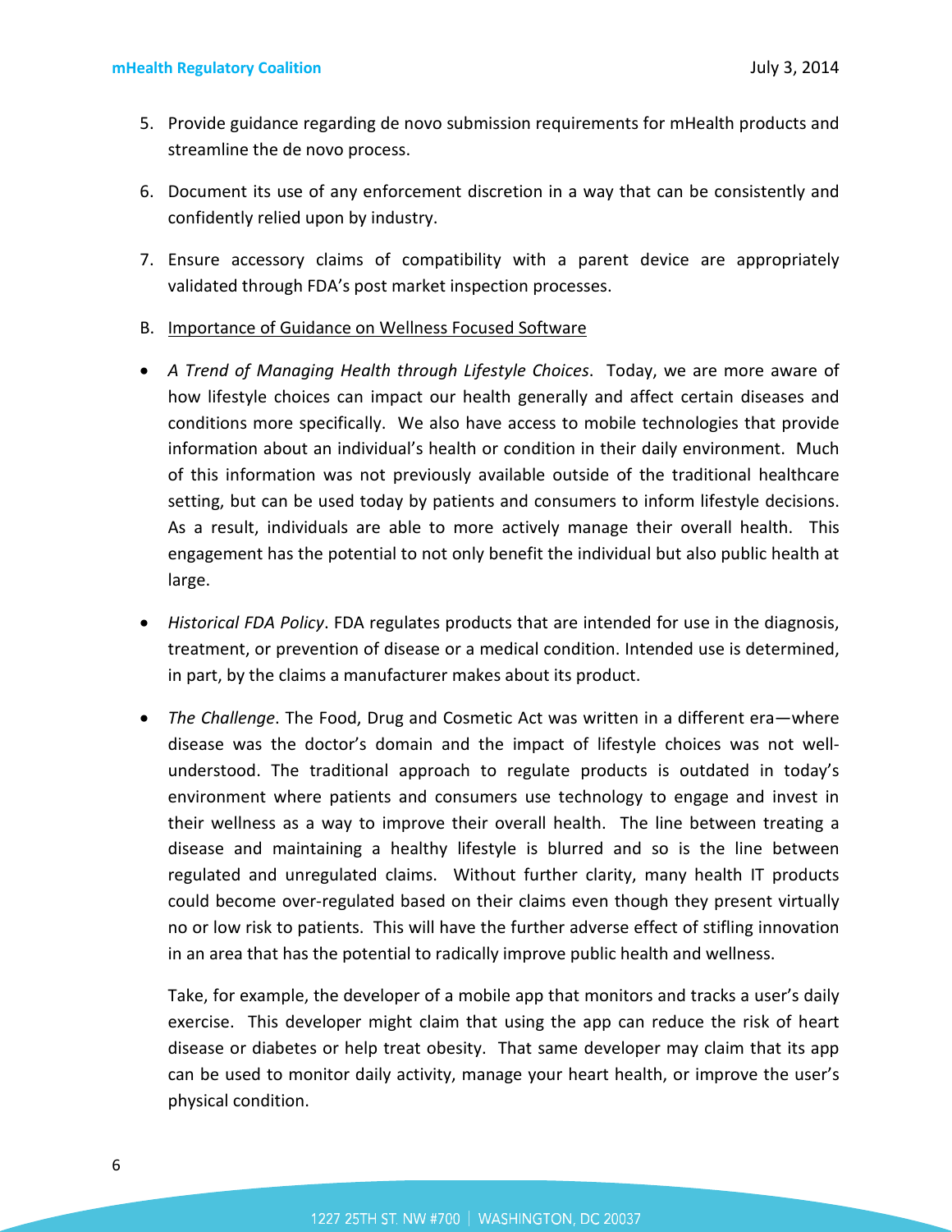5. Provide guidance regarding de novo submission requirements for mHealth products and streamline the de novo process.

6. Document its use of any enforcement discretion in a way that can be consistently and confidently relied upon by industry.

7. Ensure accessory claims of compatibility with a parent device are appropriately validated through FDA's post market inspection processes.

B. <u>Importance of Guidance on Wellness Focused Software</u>

- *A Trend of Managing Health through Lifestyle Choices*. Today, we are more aware of how lifestyle choices can impact our health generally and affect certain diseases and conditions more specifically. We also have access to mobile technologies that provide information about an individual's health or condition in their daily environment. Much of this information was not previously available outside of the traditional healthcare setting, but can be used today by patients and consumers to inform lifestyle decisions. As a result, individuals are able to more actively manage their overall health. This engagement has the potential to not only benefit the individual but also public health at large.

- *Historical FDA Policy*. FDA regulates products that are intended for use in the diagnosis, treatment, or prevention of disease or a medical condition. Intended use is determined, in part, by the claims a manufacturer makes about its product.

- *The Challenge*. The Food, Drug and Cosmetic Act was written in a different era—where disease was the doctor's domain and the impact of lifestyle choices was not well-understood. The traditional approach to regulate products is outdated in today's environment where patients and consumers use technology to engage and invest in their wellness as a way to improve their overall health. The line between treating a disease and maintaining a healthy lifestyle is blurred and so is the line between regulated and unregulated claims. Without further clarity, many health IT products could become over-regulated based on their claims even though they present virtually no or low risk to patients. This will have the further adverse effect of stifling innovation in an area that has the potential to radically improve public health and wellness.

  Take, for example, the developer of a mobile app that monitors and tracks a user's daily exercise. This developer might claim that using the app can reduce the risk of heart disease or diabetes or help treat obesity. That same developer may claim that its app can be used to monitor daily activity, manage your heart health, or improve the user's physical condition.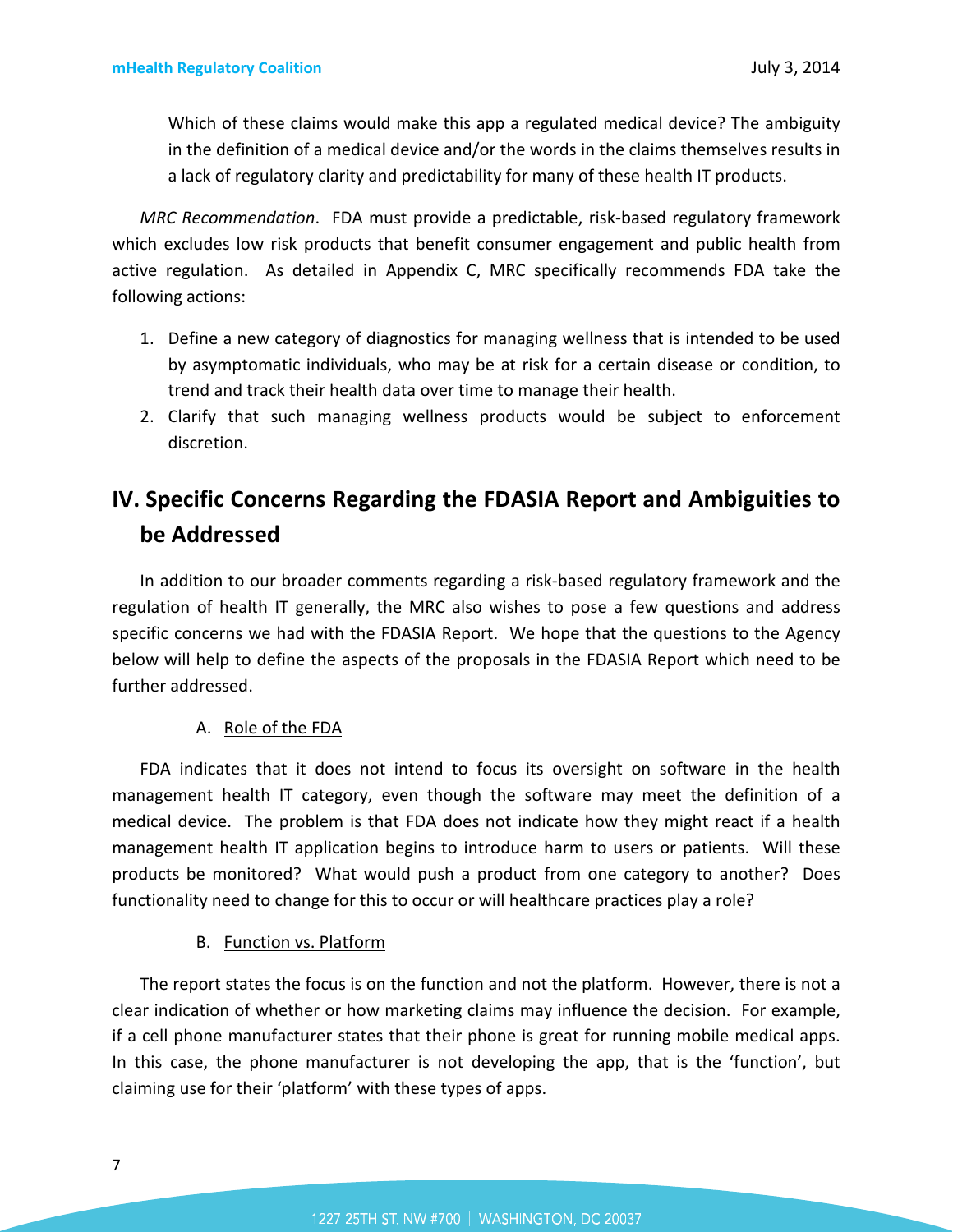Which of these claims would make this app a regulated medical device? The ambiguity in the definition of a medical device and/or the words in the claims themselves results in a lack of regulatory clarity and predictability for many of these health IT products.

*MRC Recommendation*. FDA must provide a predictable, risk-based regulatory framework which excludes low risk products that benefit consumer engagement and public health from active regulation. As detailed in Appendix C, MRC specifically recommends FDA take the following actions:

1. Define a new category of diagnostics for managing wellness that is intended to be used by asymptomatic individuals, who may be at risk for a certain disease or condition, to trend and track their health data over time to manage their health.
2. Clarify that such managing wellness products would be subject to enforcement discretion.

## IV. Specific Concerns Regarding the FDASIA Report and Ambiguities to be Addressed

In addition to our broader comments regarding a risk-based regulatory framework and the regulation of health IT generally, the MRC also wishes to pose a few questions and address specific concerns we had with the FDASIA Report. We hope that the questions to the Agency below will help to define the aspects of the proposals in the FDASIA Report which need to be further addressed.

### A. Role of the FDA

FDA indicates that it does not intend to focus its oversight on software in the health management health IT category, even though the software may meet the definition of a medical device. The problem is that FDA does not indicate how they might react if a health management health IT application begins to introduce harm to users or patients. Will these products be monitored? What would push a product from one category to another? Does functionality need to change for this to occur or will healthcare practices play a role?

### B. Function vs. Platform

The report states the focus is on the function and not the platform. However, there is not a clear indication of whether or how marketing claims may influence the decision. For example, if a cell phone manufacturer states that their phone is great for running mobile medical apps. In this case, the phone manufacturer is not developing the app, that is the 'function', but claiming use for their 'platform' with these types of apps.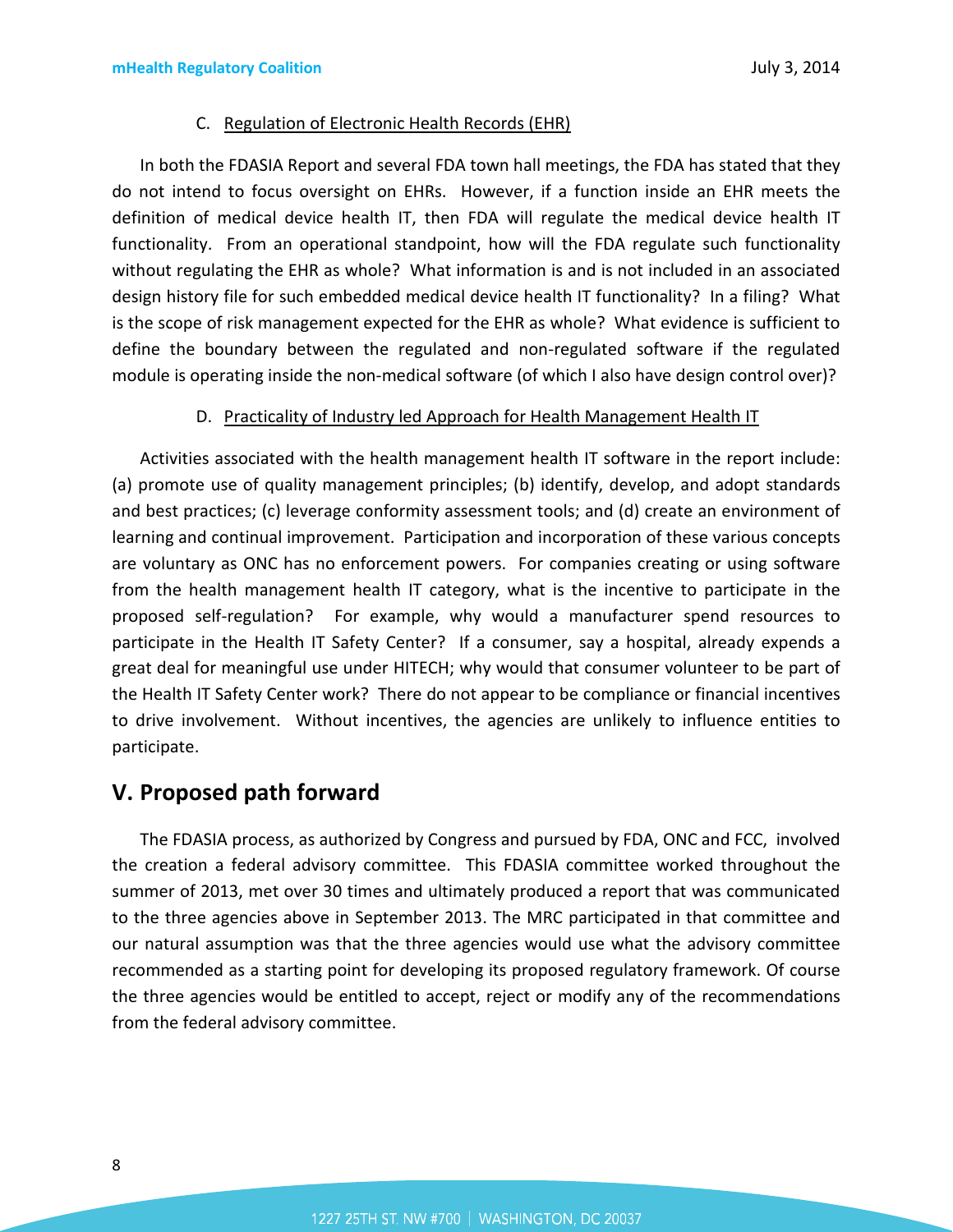### C. Regulation of Electronic Health Records (EHR)

In both the FDASIA Report and several FDA town hall meetings, the FDA has stated that they do not intend to focus oversight on EHRs. However, if a function inside an EHR meets the definition of medical device health IT, then FDA will regulate the medical device health IT functionality. From an operational standpoint, how will the FDA regulate such functionality without regulating the EHR as whole? What information is and is not included in an associated design history file for such embedded medical device health IT functionality? In a filing? What is the scope of risk management expected for the EHR as whole? What evidence is sufficient to define the boundary between the regulated and non-regulated software if the regulated module is operating inside the non-medical software (of which I also have design control over)?

### D. Practicality of Industry led Approach for Health Management Health IT

Activities associated with the health management health IT software in the report include: (a) promote use of quality management principles; (b) identify, develop, and adopt standards and best practices; (c) leverage conformity assessment tools; and (d) create an environment of learning and continual improvement. Participation and incorporation of these various concepts are voluntary as ONC has no enforcement powers. For companies creating or using software from the health management health IT category, what is the incentive to participate in the proposed self-regulation? For example, why would a manufacturer spend resources to participate in the Health IT Safety Center? If a consumer, say a hospital, already expends a great deal for meaningful use under HITECH; why would that consumer volunteer to be part of the Health IT Safety Center work? There do not appear to be compliance or financial incentives to drive involvement. Without incentives, the agencies are unlikely to influence entities to participate.

## V. Proposed path forward

The FDASIA process, as authorized by Congress and pursued by FDA, ONC and FCC, involved the creation a federal advisory committee. This FDASIA committee worked throughout the summer of 2013, met over 30 times and ultimately produced a report that was communicated to the three agencies above in September 2013. The MRC participated in that committee and our natural assumption was that the three agencies would use what the advisory committee recommended as a starting point for developing its proposed regulatory framework. Of course the three agencies would be entitled to accept, reject or modify any of the recommendations from the federal advisory committee.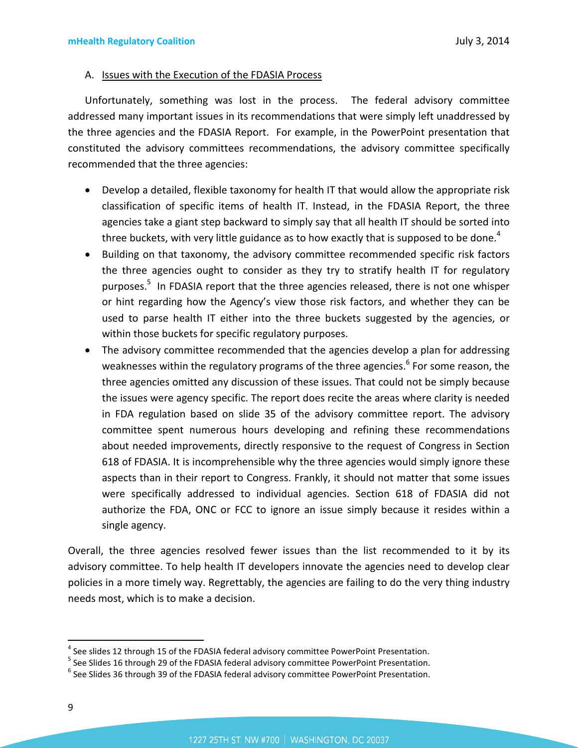A. Issues with the Execution of the FDASIA Process

Unfortunately, something was lost in the process. The federal advisory committee addressed many important issues in its recommendations that were simply left unaddressed by the three agencies and the FDASIA Report. For example, in the PowerPoint presentation that constituted the advisory committees recommendations, the advisory committee specifically recommended that the three agencies:

- Develop a detailed, flexible taxonomy for health IT that would allow the appropriate risk classification of specific items of health IT. Instead, in the FDASIA Report, the three agencies take a giant step backward to simply say that all health IT should be sorted into three buckets, with very little guidance as to how exactly that is supposed to be done.[4]
- Building on that taxonomy, the advisory committee recommended specific risk factors the three agencies ought to consider as they try to stratify health IT for regulatory purposes.[5] In FDASIA report that the three agencies released, there is not one whisper or hint regarding how the Agency's view those risk factors, and whether they can be used to parse health IT either into the three buckets suggested by the agencies, or within those buckets for specific regulatory purposes.
- The advisory committee recommended that the agencies develop a plan for addressing weaknesses within the regulatory programs of the three agencies.[6] For some reason, the three agencies omitted any discussion of these issues. That could not be simply because the issues were agency specific. The report does recite the areas where clarity is needed in FDA regulation based on slide 35 of the advisory committee report. The advisory committee spent numerous hours developing and refining these recommendations about needed improvements, directly responsive to the request of Congress in Section 618 of FDASIA. It is incomprehensible why the three agencies would simply ignore these aspects than in their report to Congress. Frankly, it should not matter that some issues were specifically addressed to individual agencies. Section 618 of FDASIA did not authorize the FDA, ONC or FCC to ignore an issue simply because it resides within a single agency.

Overall, the three agencies resolved fewer issues than the list recommended to it by its advisory committee. To help health IT developers innovate the agencies need to develop clear policies in a more timely way. Regrettably, the agencies are failing to do the very thing industry needs most, which is to make a decision.

[4] See slides 12 through 15 of the FDASIA federal advisory committee PowerPoint Presentation.

[5] See Slides 16 through 29 of the FDASIA federal advisory committee PowerPoint Presentation.

[6] See Slides 36 through 39 of the FDASIA federal advisory committee PowerPoint Presentation.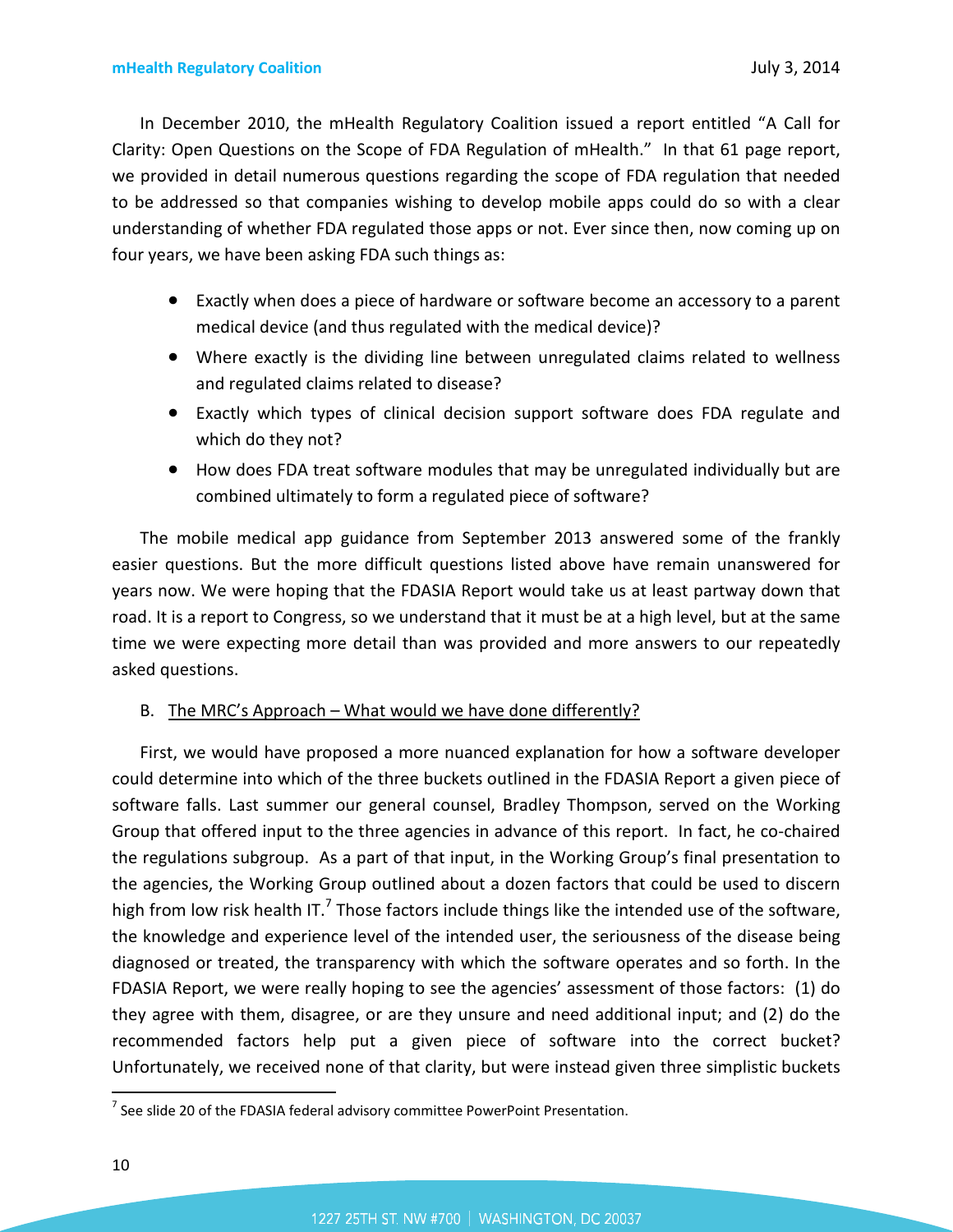In December 2010, the mHealth Regulatory Coalition issued a report entitled "A Call for Clarity: Open Questions on the Scope of FDA Regulation of mHealth." In that 61 page report, we provided in detail numerous questions regarding the scope of FDA regulation that needed to be addressed so that companies wishing to develop mobile apps could do so with a clear understanding of whether FDA regulated those apps or not. Ever since then, now coming up on four years, we have been asking FDA such things as:

- Exactly when does a piece of hardware or software become an accessory to a parent medical device (and thus regulated with the medical device)?
- Where exactly is the dividing line between unregulated claims related to wellness and regulated claims related to disease?
- Exactly which types of clinical decision support software does FDA regulate and which do they not?
- How does FDA treat software modules that may be unregulated individually but are combined ultimately to form a regulated piece of software?

The mobile medical app guidance from September 2013 answered some of the frankly easier questions. But the more difficult questions listed above have remain unanswered for years now. We were hoping that the FDASIA Report would take us at least partway down that road. It is a report to Congress, so we understand that it must be at a high level, but at the same time we were expecting more detail than was provided and more answers to our repeatedly asked questions.

B. <u>The MRC's Approach – What would we have done differently?</u>

First, we would have proposed a more nuanced explanation for how a software developer could determine into which of the three buckets outlined in the FDASIA Report a given piece of software falls. Last summer our general counsel, Bradley Thompson, served on the Working Group that offered input to the three agencies in advance of this report. In fact, he co-chaired the regulations subgroup. As a part of that input, in the Working Group's final presentation to the agencies, the Working Group outlined about a dozen factors that could be used to discern high from low risk health IT.[7] Those factors include things like the intended use of the software, the knowledge and experience level of the intended user, the seriousness of the disease being diagnosed or treated, the transparency with which the software operates and so forth. In the FDASIA Report, we were really hoping to see the agencies' assessment of those factors: (1) do they agree with them, disagree, or are they unsure and need additional input; and (2) do the recommended factors help put a given piece of software into the correct bucket? Unfortunately, we received none of that clarity, but were instead given three simplistic buckets

[7] See slide 20 of the FDASIA federal advisory committee PowerPoint Presentation.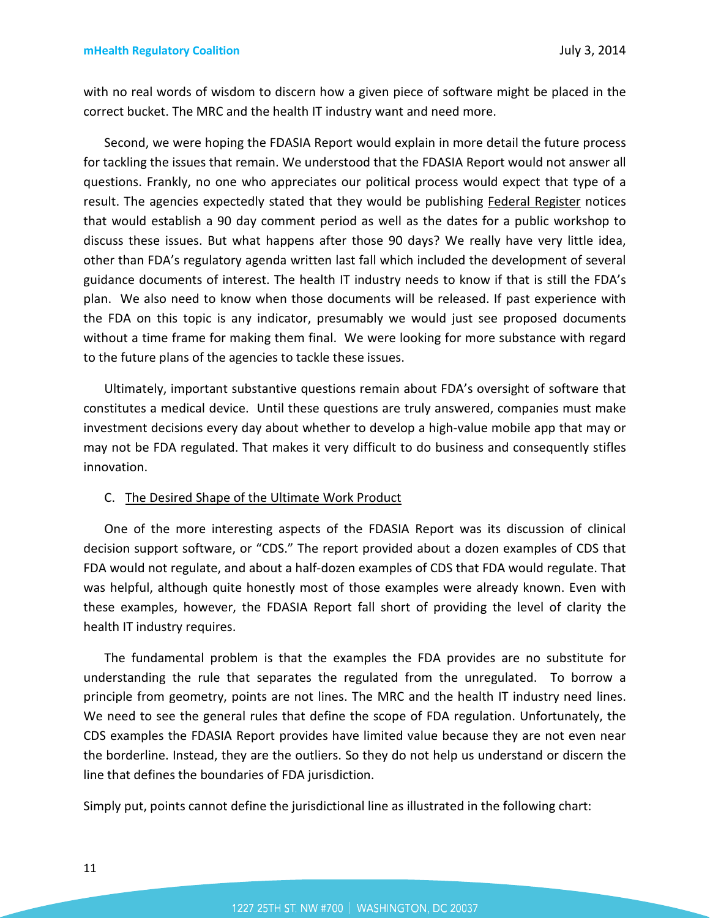with no real words of wisdom to discern how a given piece of software might be placed in the correct bucket. The MRC and the health IT industry want and need more.

Second, we were hoping the FDASIA Report would explain in more detail the future process for tackling the issues that remain. We understood that the FDASIA Report would not answer all questions. Frankly, no one who appreciates our political process would expect that type of a result. The agencies expectedly stated that they would be publishing Federal Register notices that would establish a 90 day comment period as well as the dates for a public workshop to discuss these issues. But what happens after those 90 days? We really have very little idea, other than FDA's regulatory agenda written last fall which included the development of several guidance documents of interest. The health IT industry needs to know if that is still the FDA's plan. We also need to know when those documents will be released. If past experience with the FDA on this topic is any indicator, presumably we would just see proposed documents without a time frame for making them final. We were looking for more substance with regard to the future plans of the agencies to tackle these issues.

Ultimately, important substantive questions remain about FDA's oversight of software that constitutes a medical device. Until these questions are truly answered, companies must make investment decisions every day about whether to develop a high-value mobile app that may or may not be FDA regulated. That makes it very difficult to do business and consequently stifles innovation.

C. The Desired Shape of the Ultimate Work Product

One of the more interesting aspects of the FDASIA Report was its discussion of clinical decision support software, or "CDS." The report provided about a dozen examples of CDS that FDA would not regulate, and about a half-dozen examples of CDS that FDA would regulate. That was helpful, although quite honestly most of those examples were already known. Even with these examples, however, the FDASIA Report fall short of providing the level of clarity the health IT industry requires.

The fundamental problem is that the examples the FDA provides are no substitute for understanding the rule that separates the regulated from the unregulated. To borrow a principle from geometry, points are not lines. The MRC and the health IT industry need lines. We need to see the general rules that define the scope of FDA regulation. Unfortunately, the CDS examples the FDASIA Report provides have limited value because they are not even near the borderline. Instead, they are the outliers. So they do not help us understand or discern the line that defines the boundaries of FDA jurisdiction.

Simply put, points cannot define the jurisdictional line as illustrated in the following chart: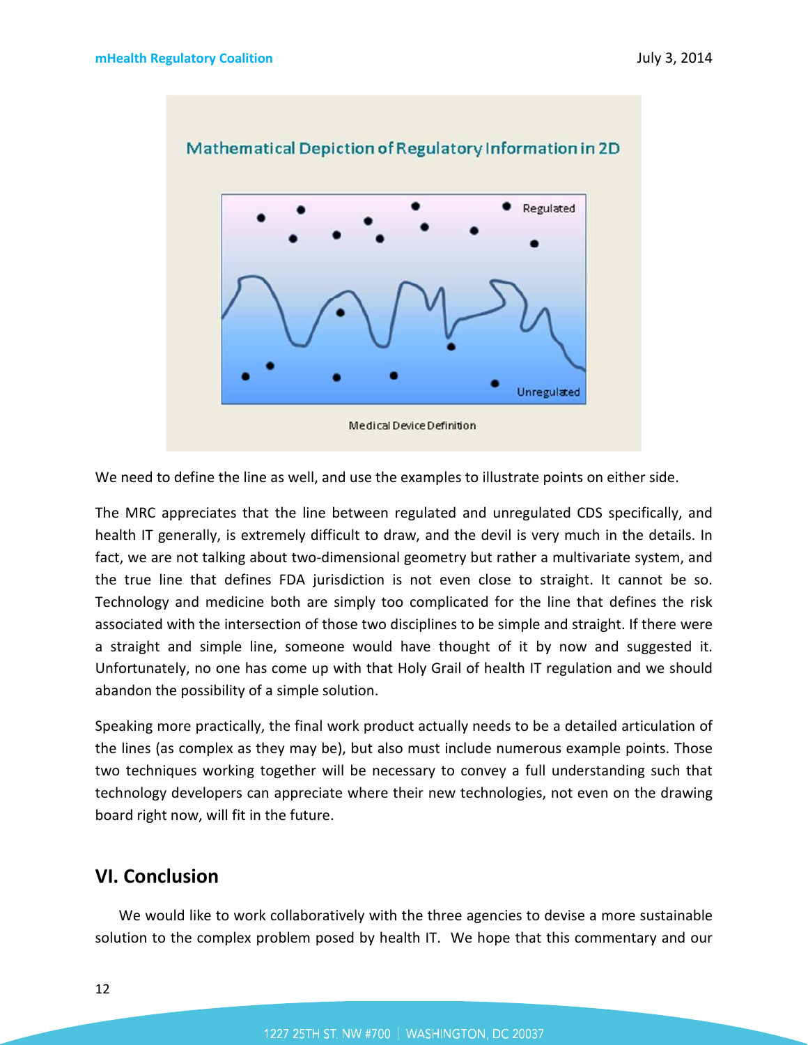Mathematical Depiction of Regulatory Information in 2D

Regulated

Unregulated

Medical Device Definition

We need to define the line as well, and use the examples to illustrate points on either side.

The MRC appreciates that the line between regulated and unregulated CDS specifically, and health IT generally, is extremely difficult to draw, and the devil is very much in the details. In fact, we are not talking about two-dimensional geometry but rather a multivariate system, and the true line that defines FDA jurisdiction is not even close to straight. It cannot be so. Technology and medicine both are simply too complicated for the line that defines the risk associated with the intersection of those two disciplines to be simple and straight. If there were a straight and simple line, someone would have thought of it by now and suggested it. Unfortunately, no one has come up with that Holy Grail of health IT regulation and we should abandon the possibility of a simple solution.

Speaking more practically, the final work product actually needs to be a detailed articulation of the lines (as complex as they may be), but also must include numerous example points. Those two techniques working together will be necessary to convey a full understanding such that technology developers can appreciate where their new technologies, not even on the drawing board right now, will fit in the future.

## VI. Conclusion

We would like to work collaboratively with the three agencies to devise a more sustainable solution to the complex problem posed by health IT. We hope that this commentary and our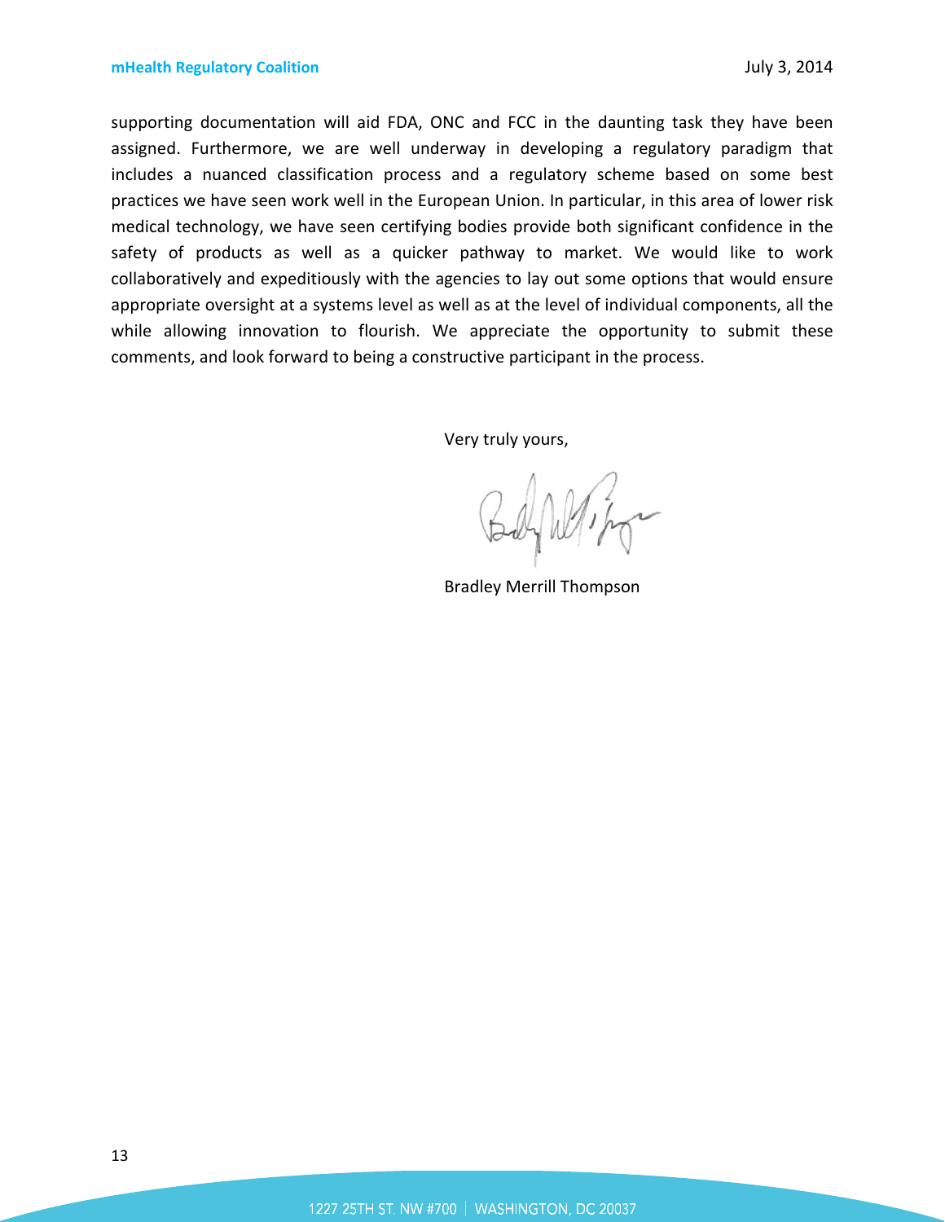supporting documentation will aid FDA, ONC and FCC in the daunting task they have been assigned. Furthermore, we are well underway in developing a regulatory paradigm that includes a nuanced classification process and a regulatory scheme based on some best practices we have seen work well in the European Union. In particular, in this area of lower risk medical technology, we have seen certifying bodies provide both significant confidence in the safety of products as well as a quicker pathway to market. We would like to work collaboratively and expeditiously with the agencies to lay out some options that would ensure appropriate oversight at a systems level as well as at the level of individual components, all the while allowing innovation to flourish. We appreciate the opportunity to submit these comments, and look forward to being a constructive participant in the process.

Very truly yours,

Bradley Merrill Thompson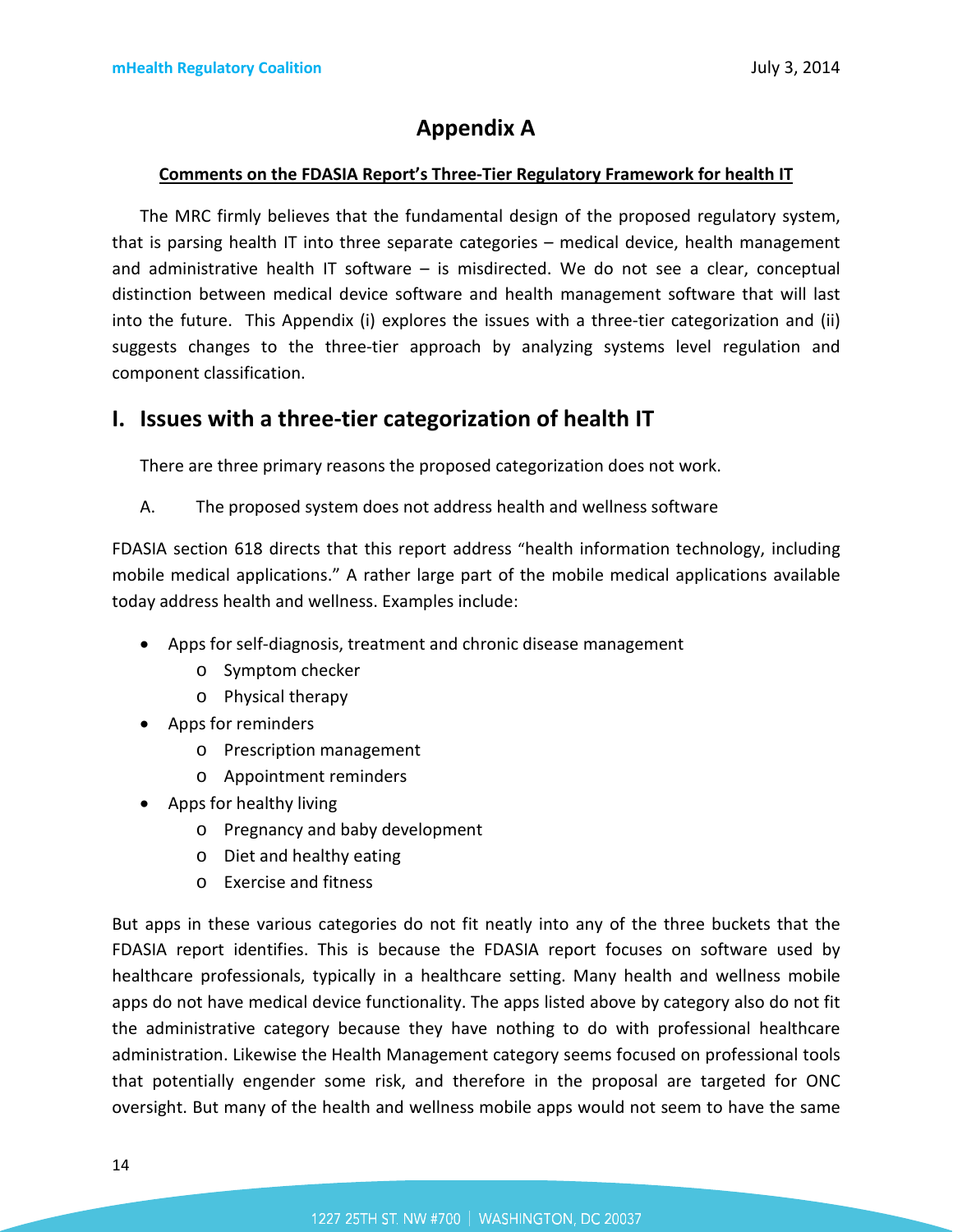# Appendix A

**Comments on the FDASIA Report's Three-Tier Regulatory Framework for health IT**

The MRC firmly believes that the fundamental design of the proposed regulatory system, that is parsing health IT into three separate categories – medical device, health management and administrative health IT software – is misdirected. We do not see a clear, conceptual distinction between medical device software and health management software that will last into the future. This Appendix (i) explores the issues with a three-tier categorization and (ii) suggests changes to the three-tier approach by analyzing systems level regulation and component classification.

## I. Issues with a three-tier categorization of health IT

There are three primary reasons the proposed categorization does not work.

A. The proposed system does not address health and wellness software

FDASIA section 618 directs that this report address "health information technology, including mobile medical applications." A rather large part of the mobile medical applications available today address health and wellness. Examples include:

- Apps for self-diagnosis, treatment and chronic disease management
  - Symptom checker
  - Physical therapy
- Apps for reminders
  - Prescription management
  - Appointment reminders
- Apps for healthy living
  - Pregnancy and baby development
  - Diet and healthy eating
  - Exercise and fitness

But apps in these various categories do not fit neatly into any of the three buckets that the FDASIA report identifies. This is because the FDASIA report focuses on software used by healthcare professionals, typically in a healthcare setting. Many health and wellness mobile apps do not have medical device functionality. The apps listed above by category also do not fit the administrative category because they have nothing to do with professional healthcare administration. Likewise the Health Management category seems focused on professional tools that potentially engender some risk, and therefore in the proposal are targeted for ONC oversight. But many of the health and wellness mobile apps would not seem to have the same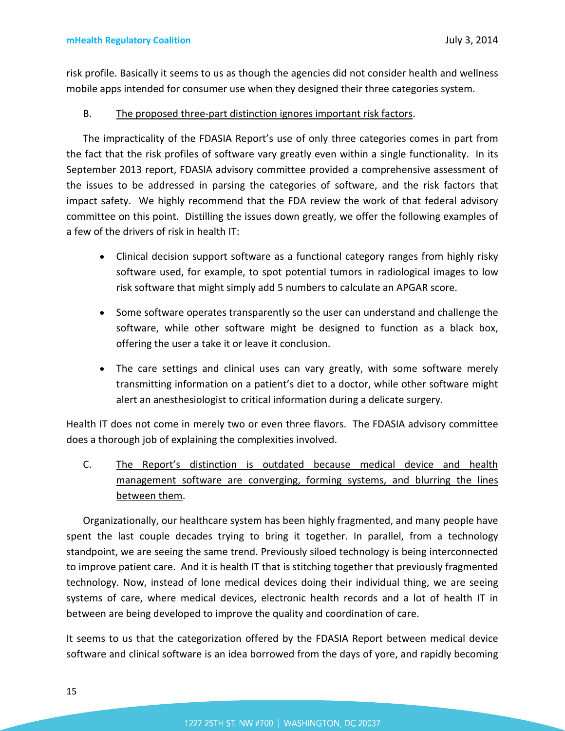risk profile. Basically it seems to us as though the agencies did not consider health and wellness mobile apps intended for consumer use when they designed their three categories system.

B. The proposed three-part distinction ignores important risk factors.

The impracticality of the FDASIA Report's use of only three categories comes in part from the fact that the risk profiles of software vary greatly even within a single functionality. In its September 2013 report, FDASIA advisory committee provided a comprehensive assessment of the issues to be addressed in parsing the categories of software, and the risk factors that impact safety. We highly recommend that the FDA review the work of that federal advisory committee on this point. Distilling the issues down greatly, we offer the following examples of a few of the drivers of risk in health IT:

- Clinical decision support software as a functional category ranges from highly risky software used, for example, to spot potential tumors in radiological images to low risk software that might simply add 5 numbers to calculate an APGAR score.
- Some software operates transparently so the user can understand and challenge the software, while other software might be designed to function as a black box, offering the user a take it or leave it conclusion.
- The care settings and clinical uses can vary greatly, with some software merely transmitting information on a patient's diet to a doctor, while other software might alert an anesthesiologist to critical information during a delicate surgery.

Health IT does not come in merely two or even three flavors. The FDASIA advisory committee does a thorough job of explaining the complexities involved.

C. The Report's distinction is outdated because medical device and health management software are converging, forming systems, and blurring the lines between them.

Organizationally, our healthcare system has been highly fragmented, and many people have spent the last couple decades trying to bring it together. In parallel, from a technology standpoint, we are seeing the same trend. Previously siloed technology is being interconnected to improve patient care. And it is health IT that is stitching together that previously fragmented technology. Now, instead of lone medical devices doing their individual thing, we are seeing systems of care, where medical devices, electronic health records and a lot of health IT in between are being developed to improve the quality and coordination of care.

It seems to us that the categorization offered by the FDASIA Report between medical device software and clinical software is an idea borrowed from the days of yore, and rapidly becoming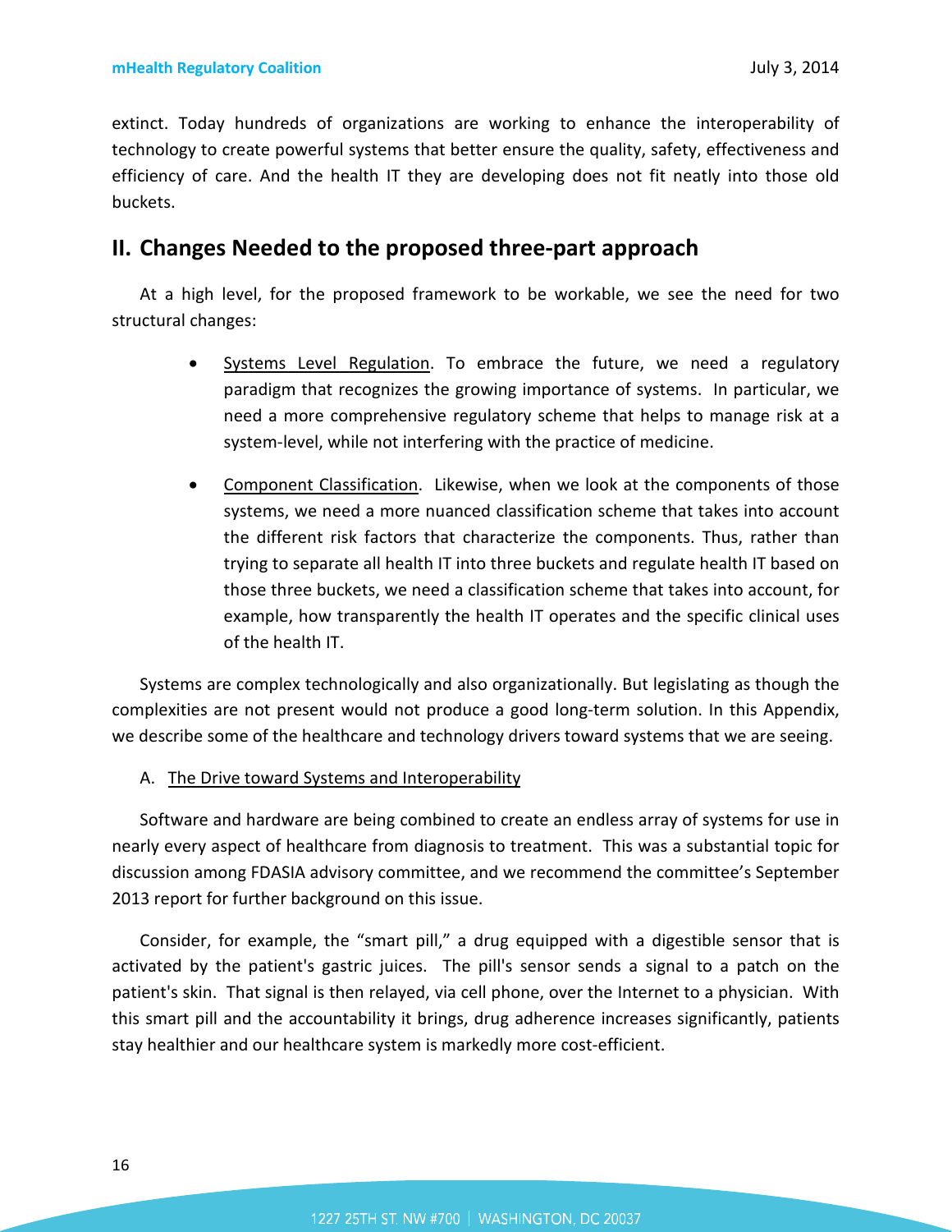extinct. Today hundreds of organizations are working to enhance the interoperability of technology to create powerful systems that better ensure the quality, safety, effectiveness and efficiency of care. And the health IT they are developing does not fit neatly into those old buckets.

## II. Changes Needed to the proposed three-part approach

At a high level, for the proposed framework to be workable, we see the need for two structural changes:

- Systems Level Regulation. To embrace the future, we need a regulatory paradigm that recognizes the growing importance of systems. In particular, we need a more comprehensive regulatory scheme that helps to manage risk at a system-level, while not interfering with the practice of medicine.
- Component Classification. Likewise, when we look at the components of those systems, we need a more nuanced classification scheme that takes into account the different risk factors that characterize the components. Thus, rather than trying to separate all health IT into three buckets and regulate health IT based on those three buckets, we need a classification scheme that takes into account, for example, how transparently the health IT operates and the specific clinical uses of the health IT.

Systems are complex technologically and also organizationally. But legislating as though the complexities are not present would not produce a good long-term solution. In this Appendix, we describe some of the healthcare and technology drivers toward systems that we are seeing.

### A. The Drive toward Systems and Interoperability

Software and hardware are being combined to create an endless array of systems for use in nearly every aspect of healthcare from diagnosis to treatment. This was a substantial topic for discussion among FDASIA advisory committee, and we recommend the committee's September 2013 report for further background on this issue.

Consider, for example, the "smart pill," a drug equipped with a digestible sensor that is activated by the patient's gastric juices. The pill's sensor sends a signal to a patch on the patient's skin. That signal is then relayed, via cell phone, over the Internet to a physician. With this smart pill and the accountability it brings, drug adherence increases significantly, patients stay healthier and our healthcare system is markedly more cost-efficient.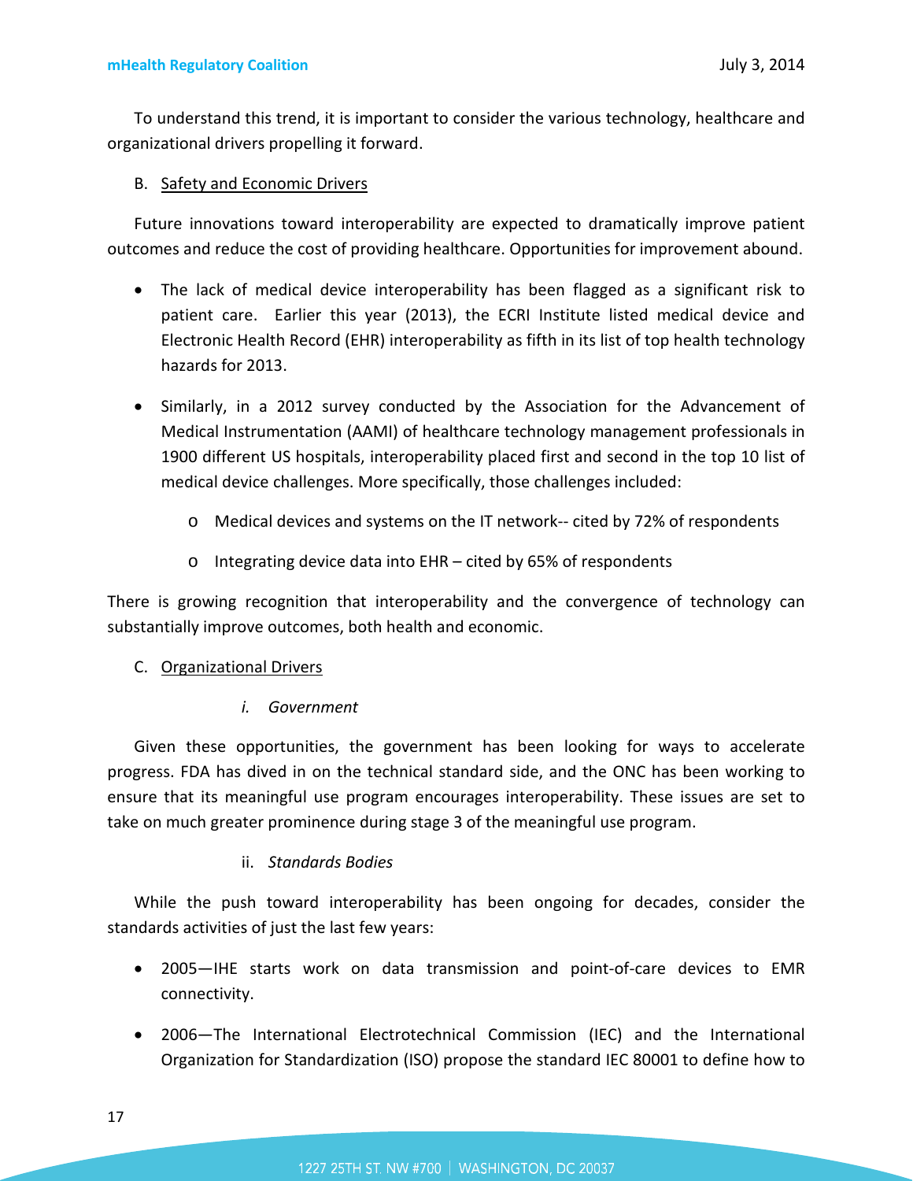To understand this trend, it is important to consider the various technology, healthcare and organizational drivers propelling it forward.

B. Safety and Economic Drivers

Future innovations toward interoperability are expected to dramatically improve patient outcomes and reduce the cost of providing healthcare. Opportunities for improvement abound.

- The lack of medical device interoperability has been flagged as a significant risk to patient care. Earlier this year (2013), the ECRI Institute listed medical device and Electronic Health Record (EHR) interoperability as fifth in its list of top health technology hazards for 2013.
- Similarly, in a 2012 survey conducted by the Association for the Advancement of Medical Instrumentation (AAMI) of healthcare technology management professionals in 1900 different US hospitals, interoperability placed first and second in the top 10 list of medical device challenges. More specifically, those challenges included:
  - Medical devices and systems on the IT network-- cited by 72% of respondents
  - Integrating device data into EHR – cited by 65% of respondents

There is growing recognition that interoperability and the convergence of technology can substantially improve outcomes, both health and economic.

C. Organizational Drivers

i. *Government*

Given these opportunities, the government has been looking for ways to accelerate progress. FDA has dived in on the technical standard side, and the ONC has been working to ensure that its meaningful use program encourages interoperability. These issues are set to take on much greater prominence during stage 3 of the meaningful use program.

ii. *Standards Bodies*

While the push toward interoperability has been ongoing for decades, consider the standards activities of just the last few years:

- 2005—IHE starts work on data transmission and point-of-care devices to EMR connectivity.
- 2006—The International Electrotechnical Commission (IEC) and the International Organization for Standardization (ISO) propose the standard IEC 80001 to define how to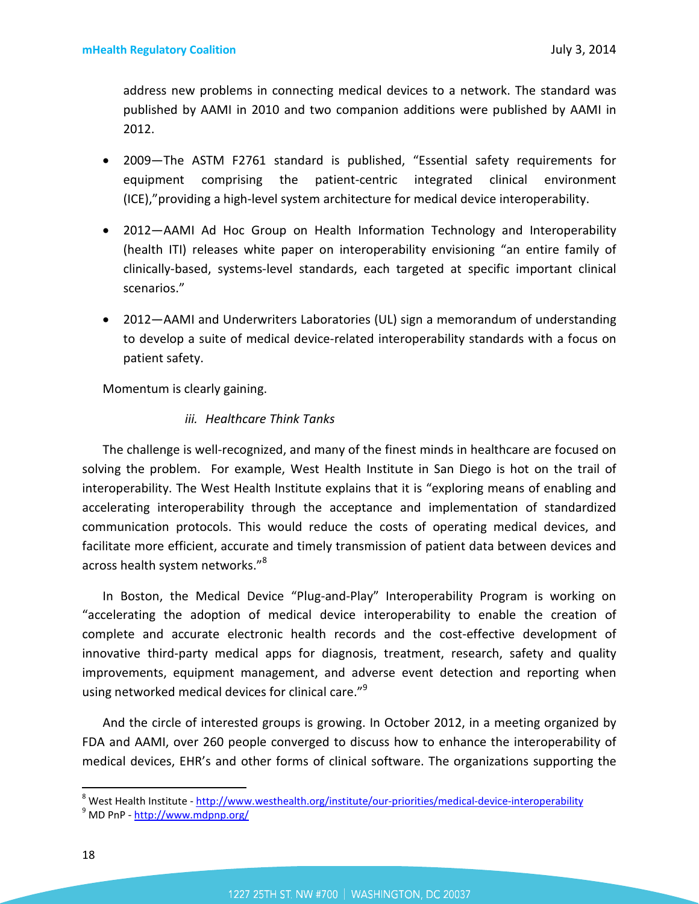address new problems in connecting medical devices to a network. The standard was published by AAMI in 2010 and two companion additions were published by AAMI in 2012.

- 2009—The ASTM F2761 standard is published, "Essential safety requirements for equipment comprising the patient-centric integrated clinical environment (ICE),"providing a high-level system architecture for medical device interoperability.
- 2012—AAMI Ad Hoc Group on Health Information Technology and Interoperability (health ITI) releases white paper on interoperability envisioning "an entire family of clinically-based, systems-level standards, each targeted at specific important clinical scenarios."
- 2012—AAMI and Underwriters Laboratories (UL) sign a memorandum of understanding to develop a suite of medical device-related interoperability standards with a focus on patient safety.

Momentum is clearly gaining.

*iii. Healthcare Think Tanks*

The challenge is well-recognized, and many of the finest minds in healthcare are focused on solving the problem. For example, West Health Institute in San Diego is hot on the trail of interoperability. The West Health Institute explains that it is "exploring means of enabling and accelerating interoperability through the acceptance and implementation of standardized communication protocols. This would reduce the costs of operating medical devices, and facilitate more efficient, accurate and timely transmission of patient data between devices and across health system networks."[8]

In Boston, the Medical Device "Plug-and-Play" Interoperability Program is working on "accelerating the adoption of medical device interoperability to enable the creation of complete and accurate electronic health records and the cost-effective development of innovative third-party medical apps for diagnosis, treatment, research, safety and quality improvements, equipment management, and adverse event detection and reporting when using networked medical devices for clinical care."[9]

And the circle of interested groups is growing. In October 2012, in a meeting organized by FDA and AAMI, over 260 people converged to discuss how to enhance the interoperability of medical devices, EHR's and other forms of clinical software. The organizations supporting the

[8] West Health Institute - http://www.westhealth.org/institute/our-priorities/medical-device-interoperability

[9] MD PnP - http://www.mdpnp.org/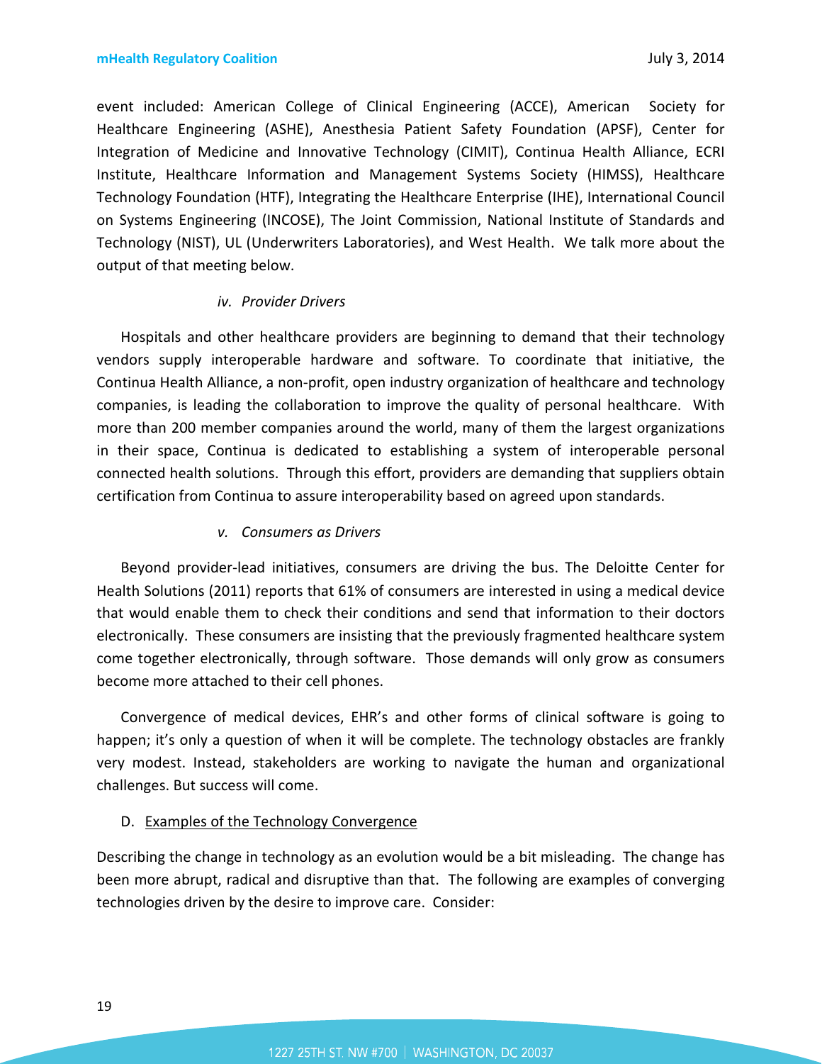event included: American College of Clinical Engineering (ACCE), American Society for Healthcare Engineering (ASHE), Anesthesia Patient Safety Foundation (APSF), Center for Integration of Medicine and Innovative Technology (CIMIT), Continua Health Alliance, ECRI Institute, Healthcare Information and Management Systems Society (HIMSS), Healthcare Technology Foundation (HTF), Integrating the Healthcare Enterprise (IHE), International Council on Systems Engineering (INCOSE), The Joint Commission, National Institute of Standards and Technology (NIST), UL (Underwriters Laboratories), and West Health. We talk more about the output of that meeting below.

*iv. Provider Drivers*

Hospitals and other healthcare providers are beginning to demand that their technology vendors supply interoperable hardware and software. To coordinate that initiative, the Continua Health Alliance, a non-profit, open industry organization of healthcare and technology companies, is leading the collaboration to improve the quality of personal healthcare. With more than 200 member companies around the world, many of them the largest organizations in their space, Continua is dedicated to establishing a system of interoperable personal connected health solutions. Through this effort, providers are demanding that suppliers obtain certification from Continua to assure interoperability based on agreed upon standards.

*v. Consumers as Drivers*

Beyond provider-lead initiatives, consumers are driving the bus. The Deloitte Center for Health Solutions (2011) reports that 61% of consumers are interested in using a medical device that would enable them to check their conditions and send that information to their doctors electronically. These consumers are insisting that the previously fragmented healthcare system come together electronically, through software. Those demands will only grow as consumers become more attached to their cell phones.

Convergence of medical devices, EHR's and other forms of clinical software is going to happen; it's only a question of when it will be complete. The technology obstacles are frankly very modest. Instead, stakeholders are working to navigate the human and organizational challenges. But success will come.

D. Examples of the Technology Convergence

Describing the change in technology as an evolution would be a bit misleading. The change has been more abrupt, radical and disruptive than that. The following are examples of converging technologies driven by the desire to improve care. Consider: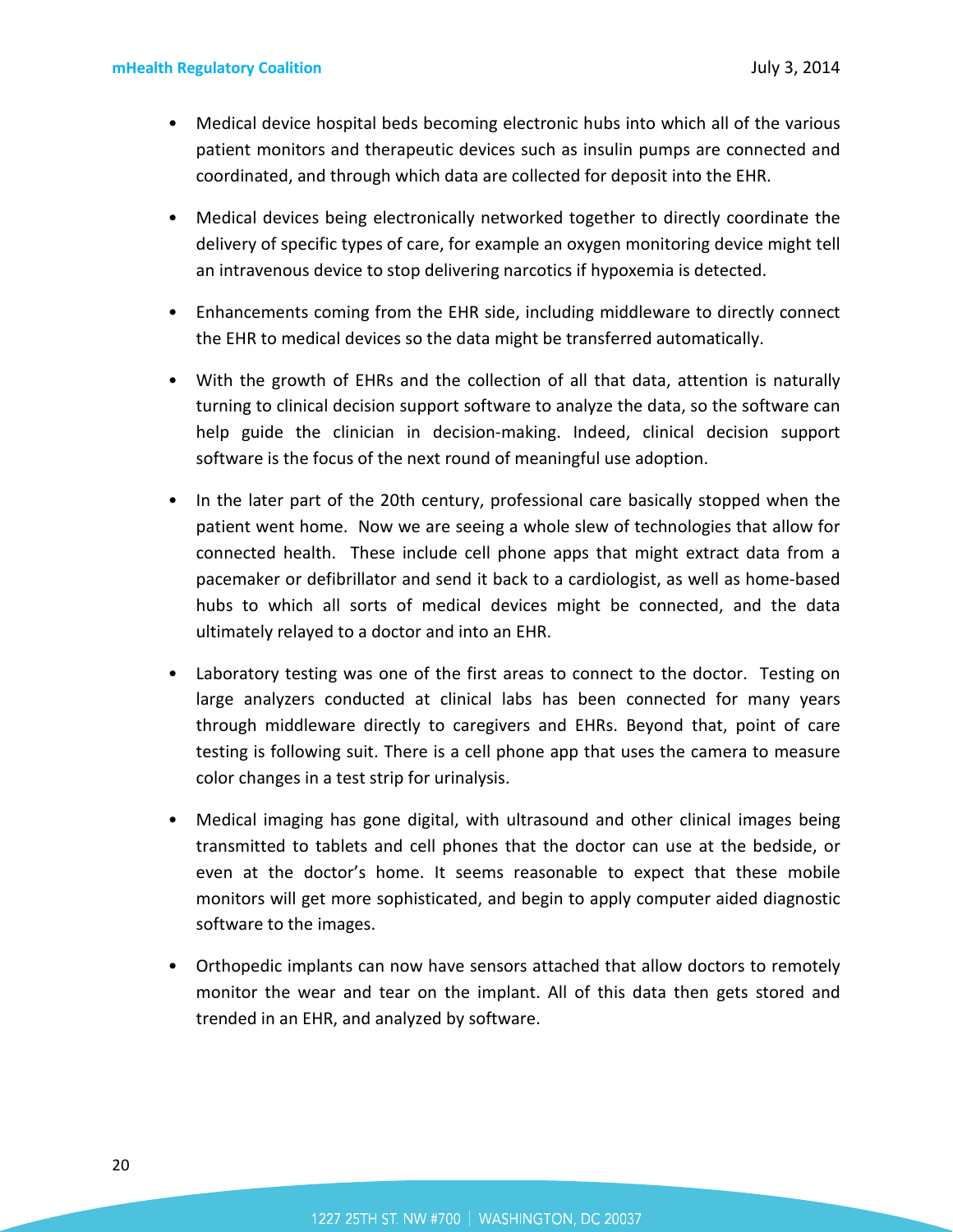- Medical device hospital beds becoming electronic hubs into which all of the various patient monitors and therapeutic devices such as insulin pumps are connected and coordinated, and through which data are collected for deposit into the EHR.

- Medical devices being electronically networked together to directly coordinate the delivery of specific types of care, for example an oxygen monitoring device might tell an intravenous device to stop delivering narcotics if hypoxemia is detected.

- Enhancements coming from the EHR side, including middleware to directly connect the EHR to medical devices so the data might be transferred automatically.

- With the growth of EHRs and the collection of all that data, attention is naturally turning to clinical decision support software to analyze the data, so the software can help guide the clinician in decision-making. Indeed, clinical decision support software is the focus of the next round of meaningful use adoption.

- In the later part of the 20th century, professional care basically stopped when the patient went home. Now we are seeing a whole slew of technologies that allow for connected health. These include cell phone apps that might extract data from a pacemaker or defibrillator and send it back to a cardiologist, as well as home-based hubs to which all sorts of medical devices might be connected, and the data ultimately relayed to a doctor and into an EHR.

- Laboratory testing was one of the first areas to connect to the doctor. Testing on large analyzers conducted at clinical labs has been connected for many years through middleware directly to caregivers and EHRs. Beyond that, point of care testing is following suit. There is a cell phone app that uses the camera to measure color changes in a test strip for urinalysis.

- Medical imaging has gone digital, with ultrasound and other clinical images being transmitted to tablets and cell phones that the doctor can use at the bedside, or even at the doctor's home. It seems reasonable to expect that these mobile monitors will get more sophisticated, and begin to apply computer aided diagnostic software to the images.

- Orthopedic implants can now have sensors attached that allow doctors to remotely monitor the wear and tear on the implant. All of this data then gets stored and trended in an EHR, and analyzed by software.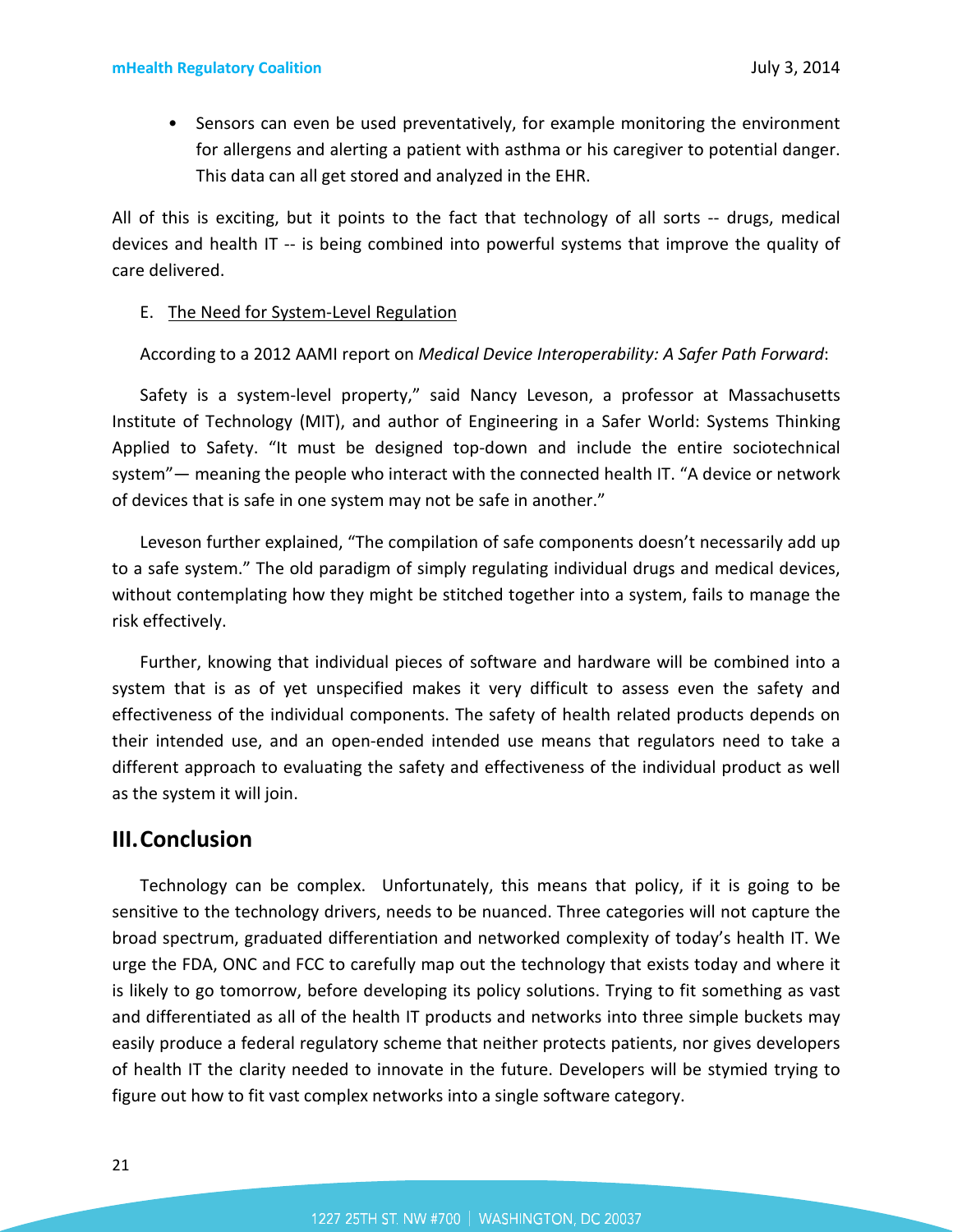- Sensors can even be used preventatively, for example monitoring the environment for allergens and alerting a patient with asthma or his caregiver to potential danger. This data can all get stored and analyzed in the EHR.

All of this is exciting, but it points to the fact that technology of all sorts -- drugs, medical devices and health IT -- is being combined into powerful systems that improve the quality of care delivered.

E. The Need for System-Level Regulation

According to a 2012 AAMI report on *Medical Device Interoperability: A Safer Path Forward*:

Safety is a system-level property," said Nancy Leveson, a professor at Massachusetts Institute of Technology (MIT), and author of Engineering in a Safer World: Systems Thinking Applied to Safety. "It must be designed top-down and include the entire sociotechnical system"— meaning the people who interact with the connected health IT. "A device or network of devices that is safe in one system may not be safe in another."

Leveson further explained, "The compilation of safe components doesn't necessarily add up to a safe system." The old paradigm of simply regulating individual drugs and medical devices, without contemplating how they might be stitched together into a system, fails to manage the risk effectively.

Further, knowing that individual pieces of software and hardware will be combined into a system that is as of yet unspecified makes it very difficult to assess even the safety and effectiveness of the individual components. The safety of health related products depends on their intended use, and an open-ended intended use means that regulators need to take a different approach to evaluating the safety and effectiveness of the individual product as well as the system it will join.

## III. Conclusion

Technology can be complex. Unfortunately, this means that policy, if it is going to be sensitive to the technology drivers, needs to be nuanced. Three categories will not capture the broad spectrum, graduated differentiation and networked complexity of today's health IT. We urge the FDA, ONC and FCC to carefully map out the technology that exists today and where it is likely to go tomorrow, before developing its policy solutions. Trying to fit something as vast and differentiated as all of the health IT products and networks into three simple buckets may easily produce a federal regulatory scheme that neither protects patients, nor gives developers of health IT the clarity needed to innovate in the future. Developers will be stymied trying to figure out how to fit vast complex networks into a single software category.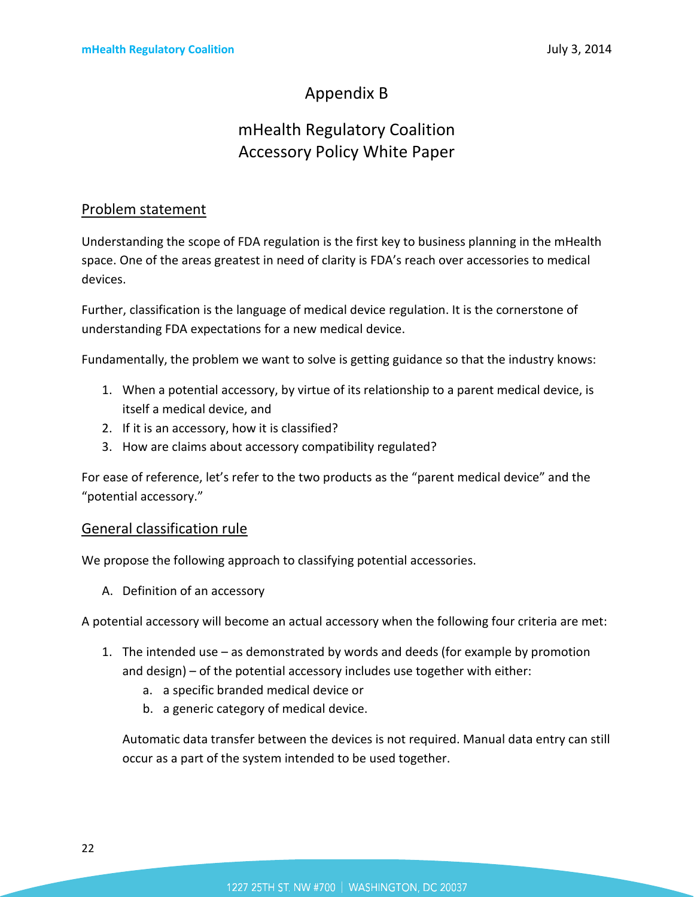# Appendix B

# mHealth Regulatory Coalition Accessory Policy White Paper

## Problem statement

Understanding the scope of FDA regulation is the first key to business planning in the mHealth space. One of the areas greatest in need of clarity is FDA's reach over accessories to medical devices.

Further, classification is the language of medical device regulation. It is the cornerstone of understanding FDA expectations for a new medical device.

Fundamentally, the problem we want to solve is getting guidance so that the industry knows:

1. When a potential accessory, by virtue of its relationship to a parent medical device, is itself a medical device, and
2. If it is an accessory, how it is classified?
3. How are claims about accessory compatibility regulated?

For ease of reference, let's refer to the two products as the "parent medical device" and the "potential accessory."

## General classification rule

We propose the following approach to classifying potential accessories.

A. Definition of an accessory

A potential accessory will become an actual accessory when the following four criteria are met:

1. The intended use – as demonstrated by words and deeds (for example by promotion and design) – of the potential accessory includes use together with either:
   a. a specific branded medical device or
   b. a generic category of medical device.

   Automatic data transfer between the devices is not required. Manual data entry can still occur as a part of the system intended to be used together.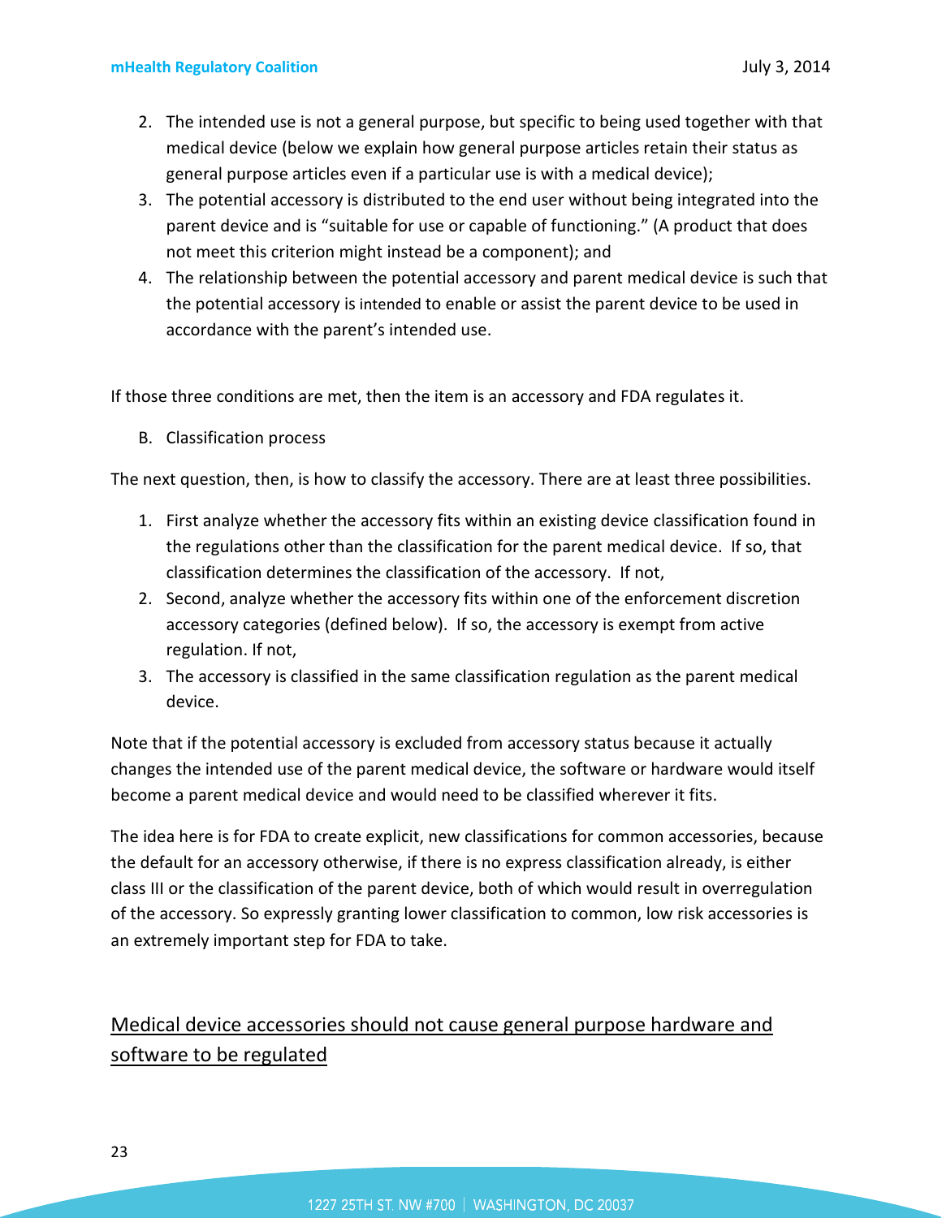2. The intended use is not a general purpose, but specific to being used together with that medical device (below we explain how general purpose articles retain their status as general purpose articles even if a particular use is with a medical device);
3. The potential accessory is distributed to the end user without being integrated into the parent device and is "suitable for use or capable of functioning." (A product that does not meet this criterion might instead be a component); and
4. The relationship between the potential accessory and parent medical device is such that the potential accessory is intended to enable or assist the parent device to be used in accordance with the parent's intended use.

If those three conditions are met, then the item is an accessory and FDA regulates it.

B. Classification process

The next question, then, is how to classify the accessory. There are at least three possibilities.

1. First analyze whether the accessory fits within an existing device classification found in the regulations other than the classification for the parent medical device. If so, that classification determines the classification of the accessory. If not,
2. Second, analyze whether the accessory fits within one of the enforcement discretion accessory categories (defined below). If so, the accessory is exempt from active regulation. If not,
3. The accessory is classified in the same classification regulation as the parent medical device.

Note that if the potential accessory is excluded from accessory status because it actually changes the intended use of the parent medical device, the software or hardware would itself become a parent medical device and would need to be classified wherever it fits.

The idea here is for FDA to create explicit, new classifications for common accessories, because the default for an accessory otherwise, if there is no express classification already, is either class III or the classification of the parent device, both of which would result in overregulation of the accessory. So expressly granting lower classification to common, low risk accessories is an extremely important step for FDA to take.

## Medical device accessories should not cause general purpose hardware and software to be regulated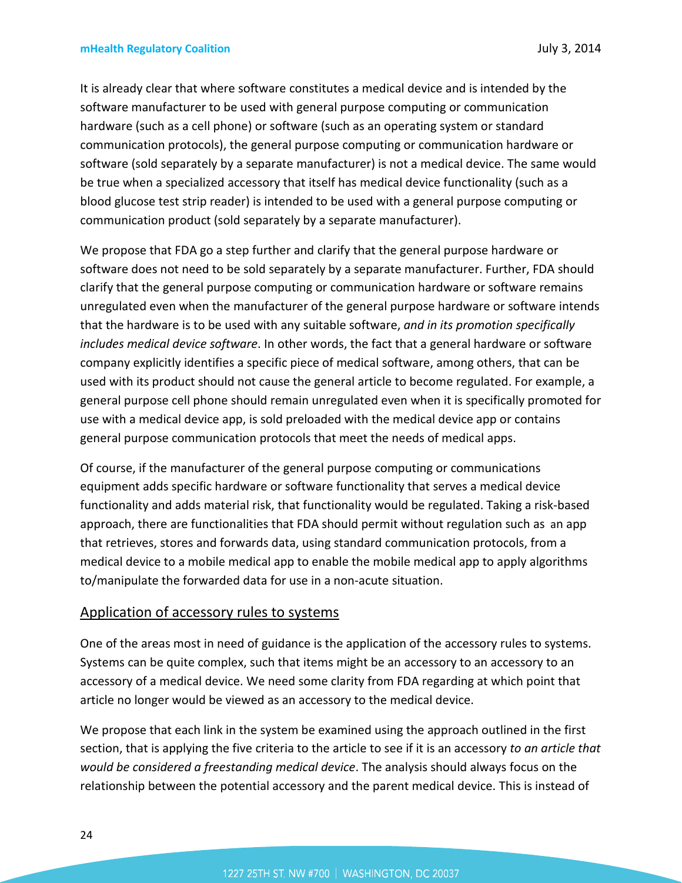It is already clear that where software constitutes a medical device and is intended by the software manufacturer to be used with general purpose computing or communication hardware (such as a cell phone) or software (such as an operating system or standard communication protocols), the general purpose computing or communication hardware or software (sold separately by a separate manufacturer) is not a medical device. The same would be true when a specialized accessory that itself has medical device functionality (such as a blood glucose test strip reader) is intended to be used with a general purpose computing or communication product (sold separately by a separate manufacturer).

We propose that FDA go a step further and clarify that the general purpose hardware or software does not need to be sold separately by a separate manufacturer. Further, FDA should clarify that the general purpose computing or communication hardware or software remains unregulated even when the manufacturer of the general purpose hardware or software intends that the hardware is to be used with any suitable software, *and in its promotion specifically includes medical device software*. In other words, the fact that a general hardware or software company explicitly identifies a specific piece of medical software, among others, that can be used with its product should not cause the general article to become regulated. For example, a general purpose cell phone should remain unregulated even when it is specifically promoted for use with a medical device app, is sold preloaded with the medical device app or contains general purpose communication protocols that meet the needs of medical apps.

Of course, if the manufacturer of the general purpose computing or communications equipment adds specific hardware or software functionality that serves a medical device functionality and adds material risk, that functionality would be regulated. Taking a risk-based approach, there are functionalities that FDA should permit without regulation such as an app that retrieves, stores and forwards data, using standard communication protocols, from a medical device to a mobile medical app to enable the mobile medical app to apply algorithms to/manipulate the forwarded data for use in a non-acute situation.

## Application of accessory rules to systems

One of the areas most in need of guidance is the application of the accessory rules to systems. Systems can be quite complex, such that items might be an accessory to an accessory to an accessory of a medical device. We need some clarity from FDA regarding at which point that article no longer would be viewed as an accessory to the medical device.

We propose that each link in the system be examined using the approach outlined in the first section, that is applying the five criteria to the article to see if it is an accessory *to an article that would be considered a freestanding medical device*. The analysis should always focus on the relationship between the potential accessory and the parent medical device. This is instead of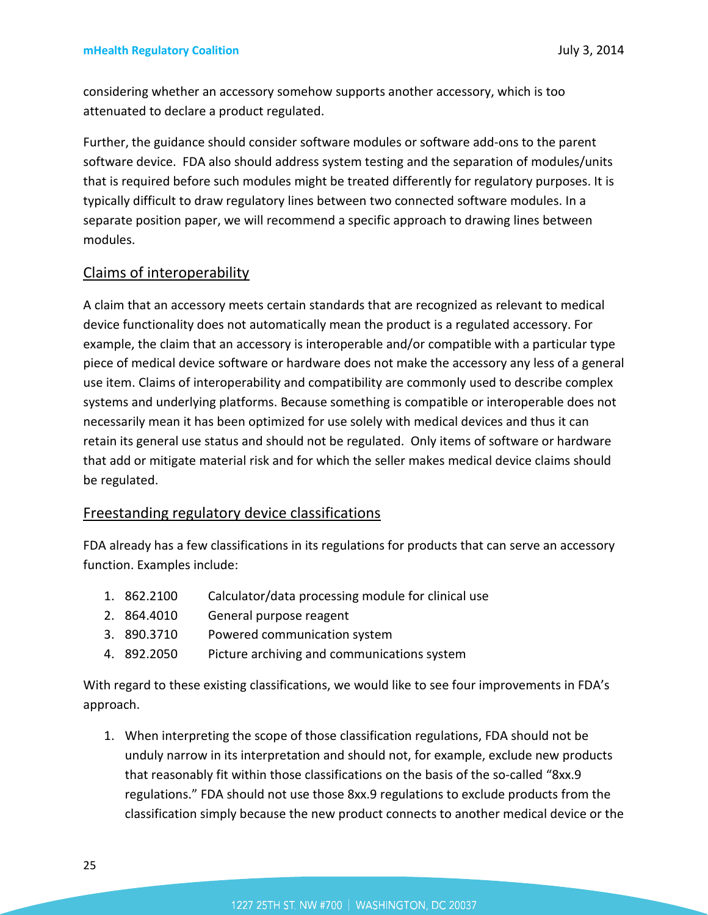considering whether an accessory somehow supports another accessory, which is too attenuated to declare a product regulated.

Further, the guidance should consider software modules or software add-ons to the parent software device. FDA also should address system testing and the separation of modules/units that is required before such modules might be treated differently for regulatory purposes. It is typically difficult to draw regulatory lines between two connected software modules. In a separate position paper, we will recommend a specific approach to drawing lines between modules.

## Claims of interoperability

A claim that an accessory meets certain standards that are recognized as relevant to medical device functionality does not automatically mean the product is a regulated accessory. For example, the claim that an accessory is interoperable and/or compatible with a particular type piece of medical device software or hardware does not make the accessory any less of a general use item. Claims of interoperability and compatibility are commonly used to describe complex systems and underlying platforms. Because something is compatible or interoperable does not necessarily mean it has been optimized for use solely with medical devices and thus it can retain its general use status and should not be regulated. Only items of software or hardware that add or mitigate material risk and for which the seller makes medical device claims should be regulated.

## Freestanding regulatory device classifications

FDA already has a few classifications in its regulations for products that can serve an accessory function. Examples include:

1. 862.2100 Calculator/data processing module for clinical use
2. 864.4010 General purpose reagent
3. 890.3710 Powered communication system
4. 892.2050 Picture archiving and communications system

With regard to these existing classifications, we would like to see four improvements in FDA's approach.

1. When interpreting the scope of those classification regulations, FDA should not be unduly narrow in its interpretation and should not, for example, exclude new products that reasonably fit within those classifications on the basis of the so-called "8xx.9 regulations." FDA should not use those 8xx.9 regulations to exclude products from the classification simply because the new product connects to another medical device or the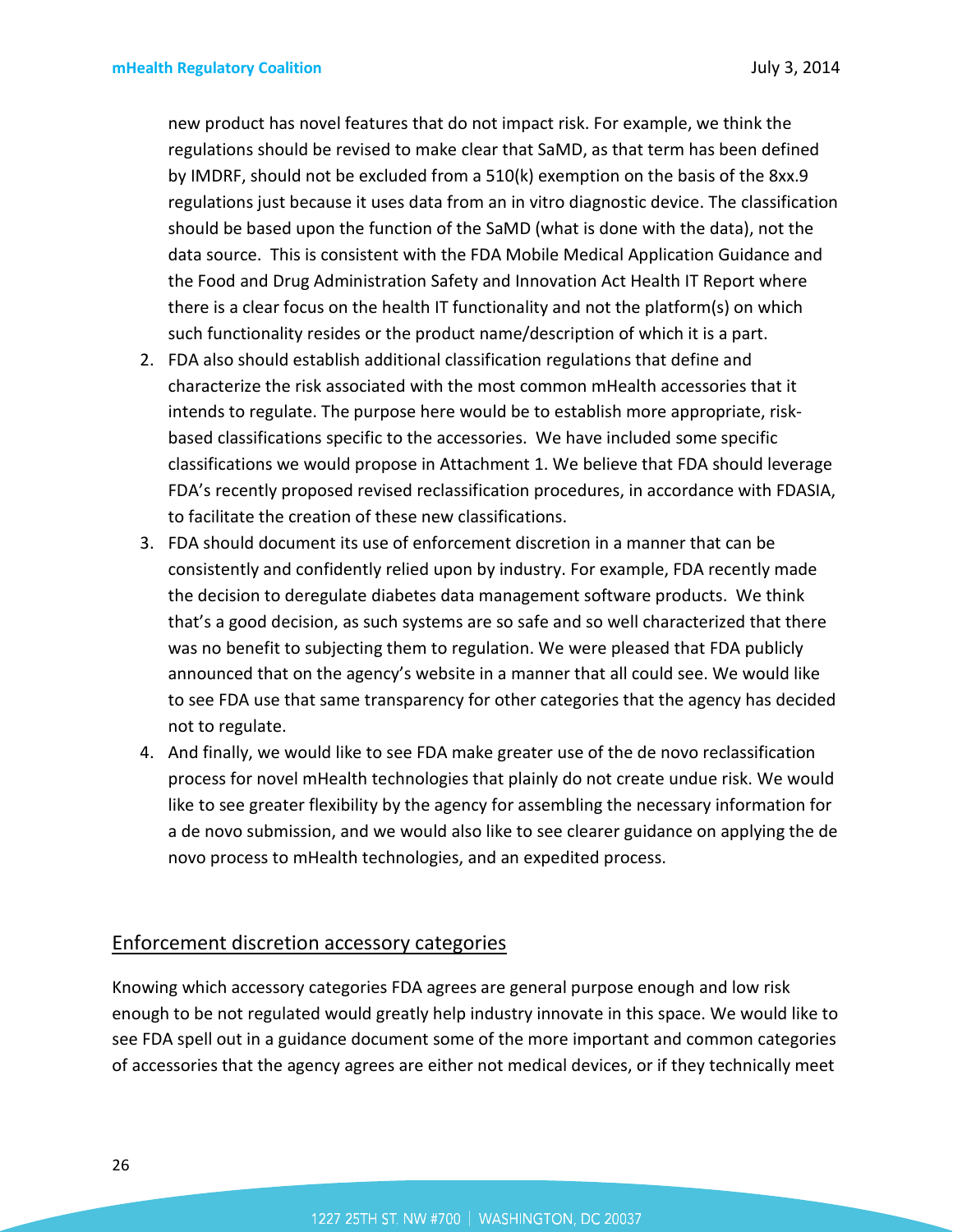new product has novel features that do not impact risk. For example, we think the regulations should be revised to make clear that SaMD, as that term has been defined by IMDRF, should not be excluded from a 510(k) exemption on the basis of the 8xx.9 regulations just because it uses data from an in vitro diagnostic device. The classification should be based upon the function of the SaMD (what is done with the data), not the data source. This is consistent with the FDA Mobile Medical Application Guidance and the Food and Drug Administration Safety and Innovation Act Health IT Report where there is a clear focus on the health IT functionality and not the platform(s) on which such functionality resides or the product name/description of which it is a part.

2. FDA also should establish additional classification regulations that define and characterize the risk associated with the most common mHealth accessories that it intends to regulate. The purpose here would be to establish more appropriate, risk-based classifications specific to the accessories. We have included some specific classifications we would propose in Attachment 1. We believe that FDA should leverage FDA's recently proposed revised reclassification procedures, in accordance with FDASIA, to facilitate the creation of these new classifications.
3. FDA should document its use of enforcement discretion in a manner that can be consistently and confidently relied upon by industry. For example, FDA recently made the decision to deregulate diabetes data management software products. We think that's a good decision, as such systems are so safe and so well characterized that there was no benefit to subjecting them to regulation. We were pleased that FDA publicly announced that on the agency's website in a manner that all could see. We would like to see FDA use that same transparency for other categories that the agency has decided not to regulate.
4. And finally, we would like to see FDA make greater use of the de novo reclassification process for novel mHealth technologies that plainly do not create undue risk. We would like to see greater flexibility by the agency for assembling the necessary information for a de novo submission, and we would also like to see clearer guidance on applying the de novo process to mHealth technologies, and an expedited process.

## Enforcement discretion accessory categories

Knowing which accessory categories FDA agrees are general purpose enough and low risk enough to be not regulated would greatly help industry innovate in this space. We would like to see FDA spell out in a guidance document some of the more important and common categories of accessories that the agency agrees are either not medical devices, or if they technically meet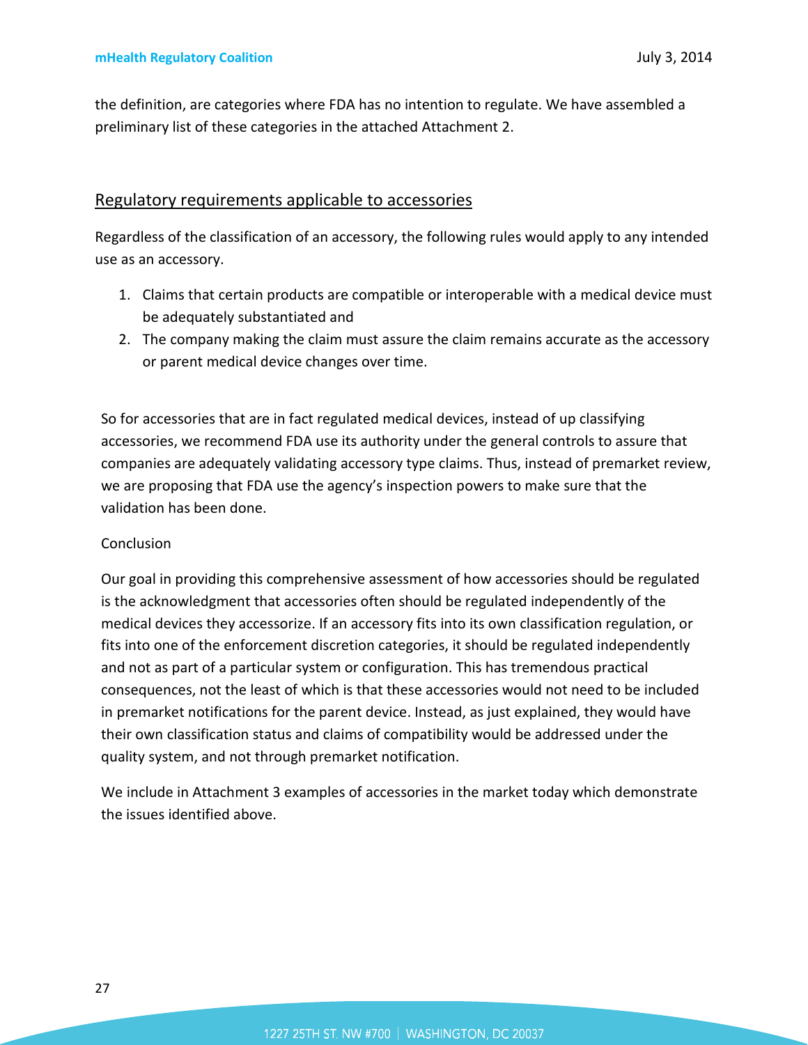the definition, are categories where FDA has no intention to regulate. We have assembled a preliminary list of these categories in the attached Attachment 2.

## Regulatory requirements applicable to accessories

Regardless of the classification of an accessory, the following rules would apply to any intended use as an accessory.

1. Claims that certain products are compatible or interoperable with a medical device must be adequately substantiated and
2. The company making the claim must assure the claim remains accurate as the accessory or parent medical device changes over time.

So for accessories that are in fact regulated medical devices, instead of up classifying accessories, we recommend FDA use its authority under the general controls to assure that companies are adequately validating accessory type claims. Thus, instead of premarket review, we are proposing that FDA use the agency's inspection powers to make sure that the validation has been done.

Conclusion

Our goal in providing this comprehensive assessment of how accessories should be regulated is the acknowledgment that accessories often should be regulated independently of the medical devices they accessorize. If an accessory fits into its own classification regulation, or fits into one of the enforcement discretion categories, it should be regulated independently and not as part of a particular system or configuration. This has tremendous practical consequences, not the least of which is that these accessories would not need to be included in premarket notifications for the parent device. Instead, as just explained, they would have their own classification status and claims of compatibility would be addressed under the quality system, and not through premarket notification.

We include in Attachment 3 examples of accessories in the market today which demonstrate the issues identified above.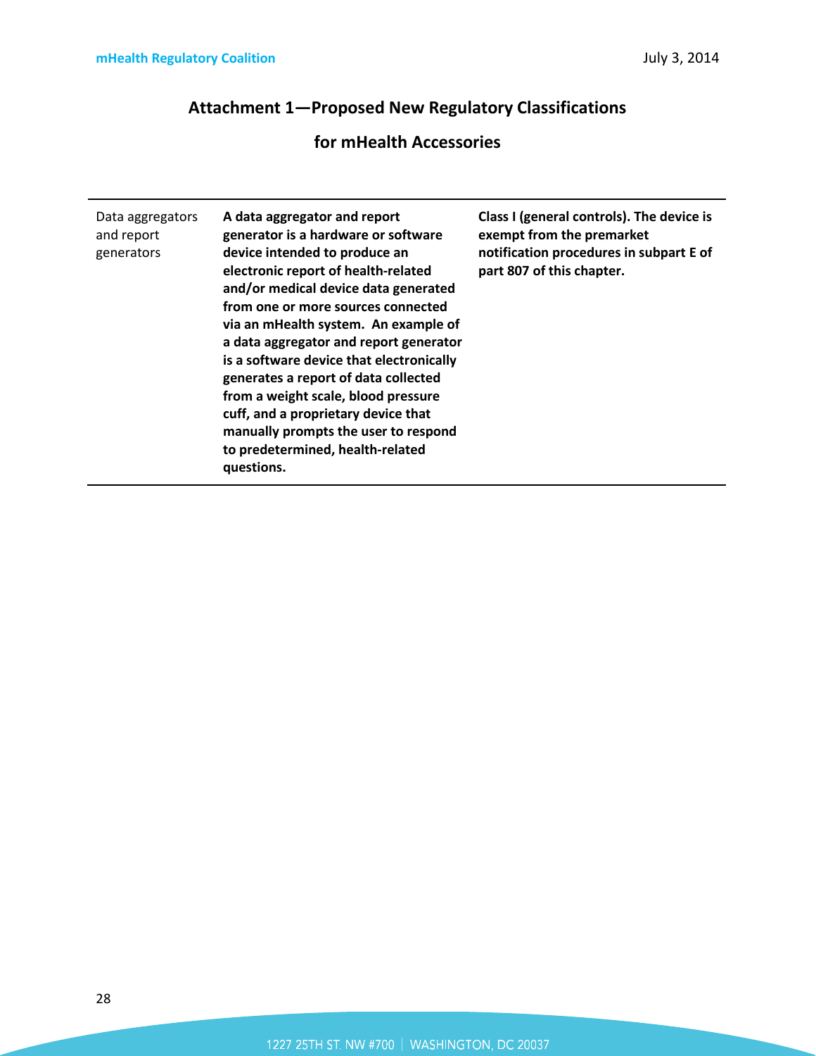## Attachment 1—Proposed New Regulatory Classifications for mHealth Accessories

| | | |
|---|---|---|
| Data aggregators and report generators | **A data aggregator and report generator is a hardware or software device intended to produce an electronic report of health-related and/or medical device data generated from one or more sources connected via an mHealth system. An example of a data aggregator and report generator is a software device that electronically generates a report of data collected from a weight scale, blood pressure cuff, and a proprietary device that manually prompts the user to respond to predetermined, health-related questions.** | **Class I (general controls). The device is exempt from the premarket notification procedures in subpart E of part 807 of this chapter.** |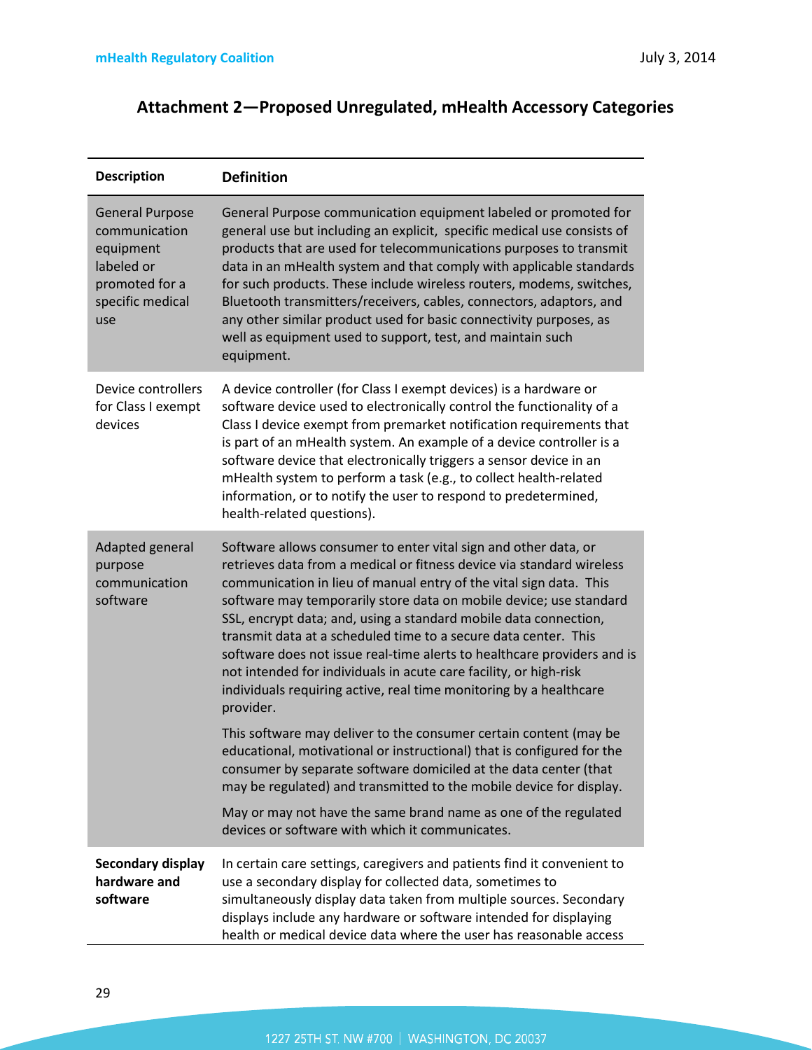## Attachment 2—Proposed Unregulated, mHealth Accessory Categories

| Description | Definition |
|---|---|
| General Purpose communication equipment labeled or promoted for a specific medical use | General Purpose communication equipment labeled or promoted for general use but including an explicit, specific medical use consists of products that are used for telecommunications purposes to transmit data in an mHealth system and that comply with applicable standards for such products. These include wireless routers, modems, switches, Bluetooth transmitters/receivers, cables, connectors, adaptors, and any other similar product used for basic connectivity purposes, as well as equipment used to support, test, and maintain such equipment. |
| Device controllers for Class I exempt devices | A device controller (for Class I exempt devices) is a hardware or software device used to electronically control the functionality of a Class I device exempt from premarket notification requirements that is part of an mHealth system. An example of a device controller is a software device that electronically triggers a sensor device in an mHealth system to perform a task (e.g., to collect health-related information, or to notify the user to respond to predetermined, health-related questions). |
| Adapted general purpose communication software | Software allows consumer to enter vital sign and other data, or retrieves data from a medical or fitness device via standard wireless communication in lieu of manual entry of the vital sign data. This software may temporarily store data on mobile device; use standard SSL, encrypt data; and, using a standard mobile data connection, transmit data at a scheduled time to a secure data center. This software does not issue real-time alerts to healthcare providers and is not intended for individuals in acute care facility, or high-risk individuals requiring active, real time monitoring by a healthcare provider.<br><br>This software may deliver to the consumer certain content (may be educational, motivational or instructional) that is configured for the consumer by separate software domiciled at the data center (that may be regulated) and transmitted to the mobile device for display.<br><br>May or may not have the same brand name as one of the regulated devices or software with which it communicates. |
| **Secondary display hardware and software** | In certain care settings, caregivers and patients find it convenient to use a secondary display for collected data, sometimes to simultaneously display data taken from multiple sources. Secondary displays include any hardware or software intended for displaying health or medical device data where the user has reasonable access |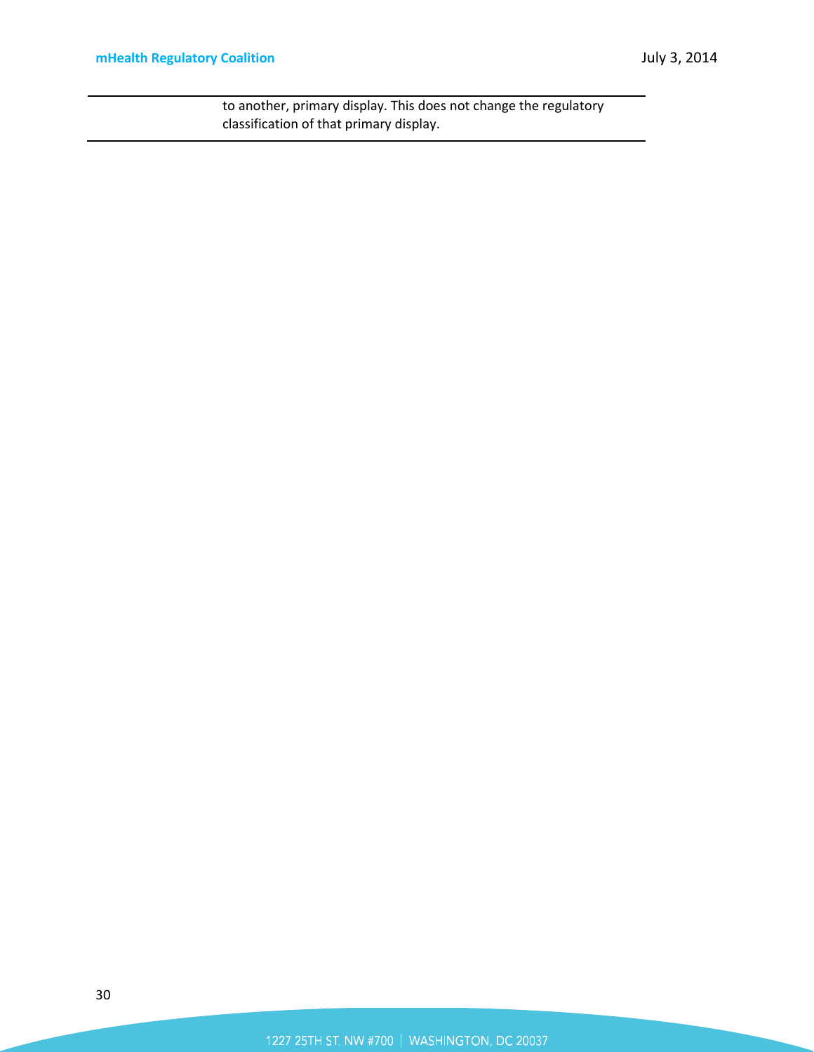| | |
|---|---|
| | to another, primary display. This does not change the regulatory classification of that primary display. |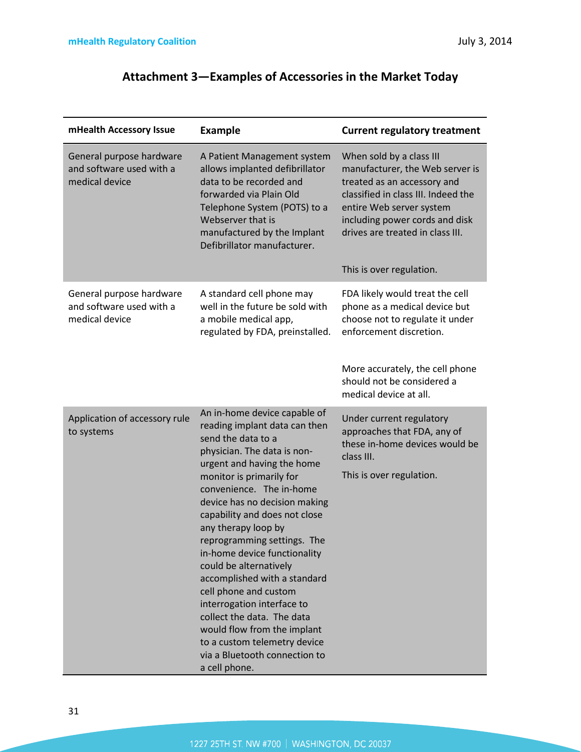# Attachment 3—Examples of Accessories in the Market Today

| mHealth Accessory Issue | Example | Current regulatory treatment |
|---|---|---|
| General purpose hardware and software used with a medical device | A Patient Management system allows implanted defibrillator data to be recorded and forwarded via Plain Old Telephone System (POTS) to a Webserver that is manufactured by the Implant Defibrillator manufacturer. | When sold by a class III manufacturer, the Web server is treated as an accessory and classified in class III. Indeed the entire Web server system including power cords and disk drives are treated in class III.<br><br>This is over regulation. |
| General purpose hardware and software used with a medical device | A standard cell phone may well in the future be sold with a mobile medical app, regulated by FDA, preinstalled. | FDA likely would treat the cell phone as a medical device but choose not to regulate it under enforcement discretion.<br><br>More accurately, the cell phone should not be considered a medical device at all. |
| Application of accessory rule to systems | An in-home device capable of reading implant data can then send the data to a physician. The data is non-urgent and having the home monitor is primarily for convenience. The in-home device has no decision making capability and does not close any therapy loop by reprogramming settings. The in-home device functionality could be alternatively accomplished with a standard cell phone and custom interrogation interface to collect the data. The data would flow from the implant to a custom telemetry device via a Bluetooth connection to a cell phone. | Under current regulatory approaches that FDA, any of these in-home devices would be class III.<br><br>This is over regulation. |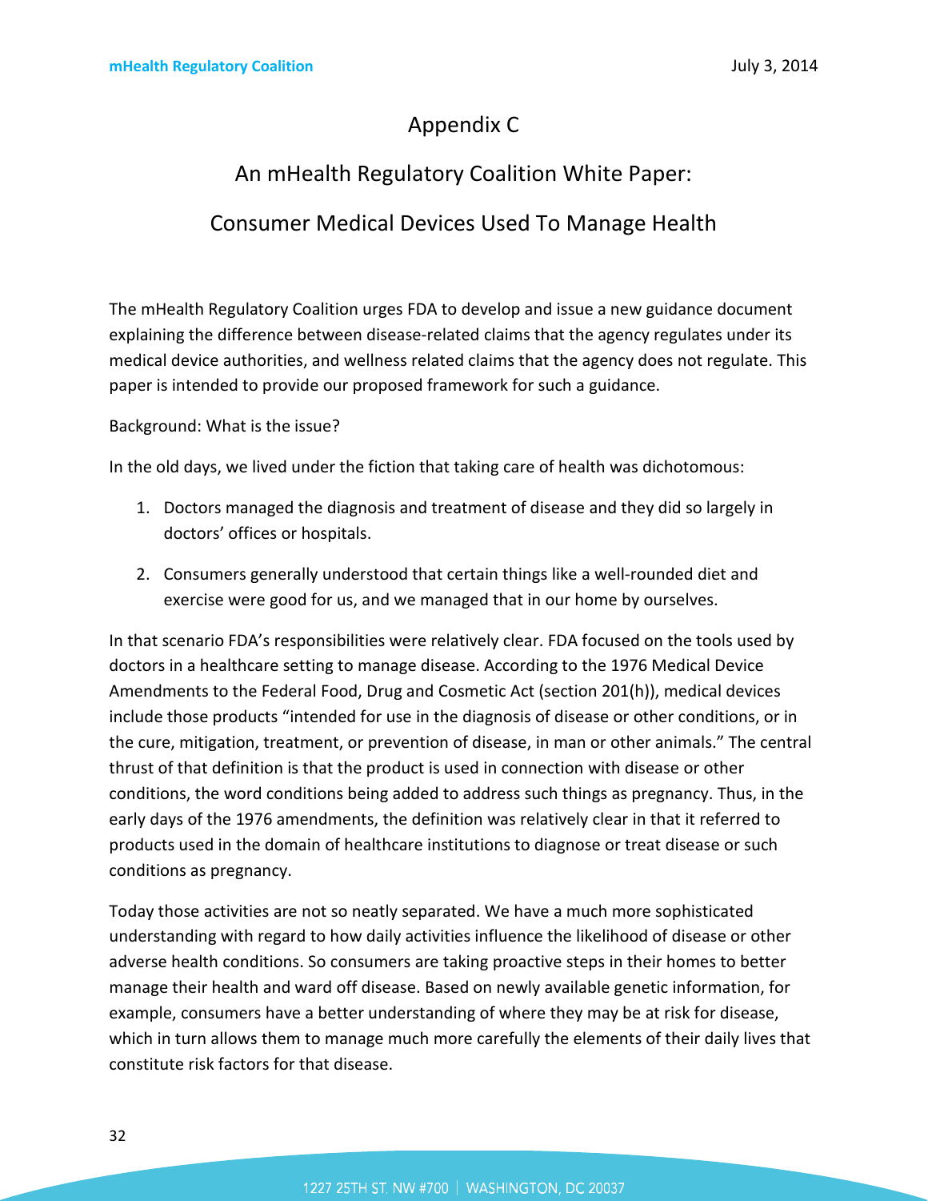# Appendix C

## An mHealth Regulatory Coalition White Paper:

## Consumer Medical Devices Used To Manage Health

The mHealth Regulatory Coalition urges FDA to develop and issue a new guidance document explaining the difference between disease-related claims that the agency regulates under its medical device authorities, and wellness related claims that the agency does not regulate. This paper is intended to provide our proposed framework for such a guidance.

Background: What is the issue?

In the old days, we lived under the fiction that taking care of health was dichotomous:

1. Doctors managed the diagnosis and treatment of disease and they did so largely in doctors' offices or hospitals.
2. Consumers generally understood that certain things like a well-rounded diet and exercise were good for us, and we managed that in our home by ourselves.

In that scenario FDA's responsibilities were relatively clear. FDA focused on the tools used by doctors in a healthcare setting to manage disease. According to the 1976 Medical Device Amendments to the Federal Food, Drug and Cosmetic Act (section 201(h)), medical devices include those products "intended for use in the diagnosis of disease or other conditions, or in the cure, mitigation, treatment, or prevention of disease, in man or other animals." The central thrust of that definition is that the product is used in connection with disease or other conditions, the word conditions being added to address such things as pregnancy. Thus, in the early days of the 1976 amendments, the definition was relatively clear in that it referred to products used in the domain of healthcare institutions to diagnose or treat disease or such conditions as pregnancy.

Today those activities are not so neatly separated. We have a much more sophisticated understanding with regard to how daily activities influence the likelihood of disease or other adverse health conditions. So consumers are taking proactive steps in their homes to better manage their health and ward off disease. Based on newly available genetic information, for example, consumers have a better understanding of where they may be at risk for disease, which in turn allows them to manage much more carefully the elements of their daily lives that constitute risk factors for that disease.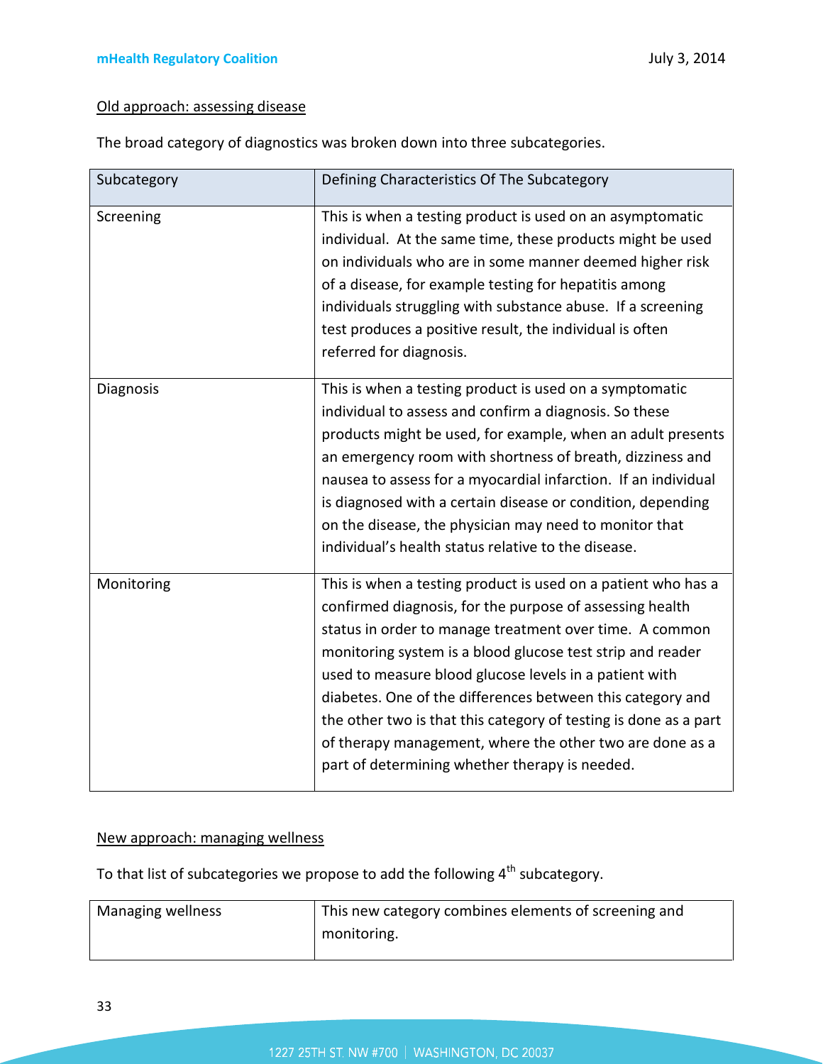<u>Old approach: assessing disease</u>

The broad category of diagnostics was broken down into three subcategories.

| Subcategory | Defining Characteristics Of The Subcategory |
|---|---|
| Screening | This is when a testing product is used on an asymptomatic individual. At the same time, these products might be used on individuals who are in some manner deemed higher risk of a disease, for example testing for hepatitis among individuals struggling with substance abuse. If a screening test produces a positive result, the individual is often referred for diagnosis. |
| Diagnosis | This is when a testing product is used on a symptomatic individual to assess and confirm a diagnosis. So these products might be used, for example, when an adult presents an emergency room with shortness of breath, dizziness and nausea to assess for a myocardial infarction. If an individual is diagnosed with a certain disease or condition, depending on the disease, the physician may need to monitor that individual's health status relative to the disease. |
| Monitoring | This is when a testing product is used on a patient who has a confirmed diagnosis, for the purpose of assessing health status in order to manage treatment over time. A common monitoring system is a blood glucose test strip and reader used to measure blood glucose levels in a patient with diabetes. One of the differences between this category and the other two is that this category of testing is done as a part of therapy management, where the other two are done as a part of determining whether therapy is needed. |

<u>New approach: managing wellness</u>

To that list of subcategories we propose to add the following 4th subcategory.

| Managing wellness | This new category combines elements of screening and monitoring. |
|---|---|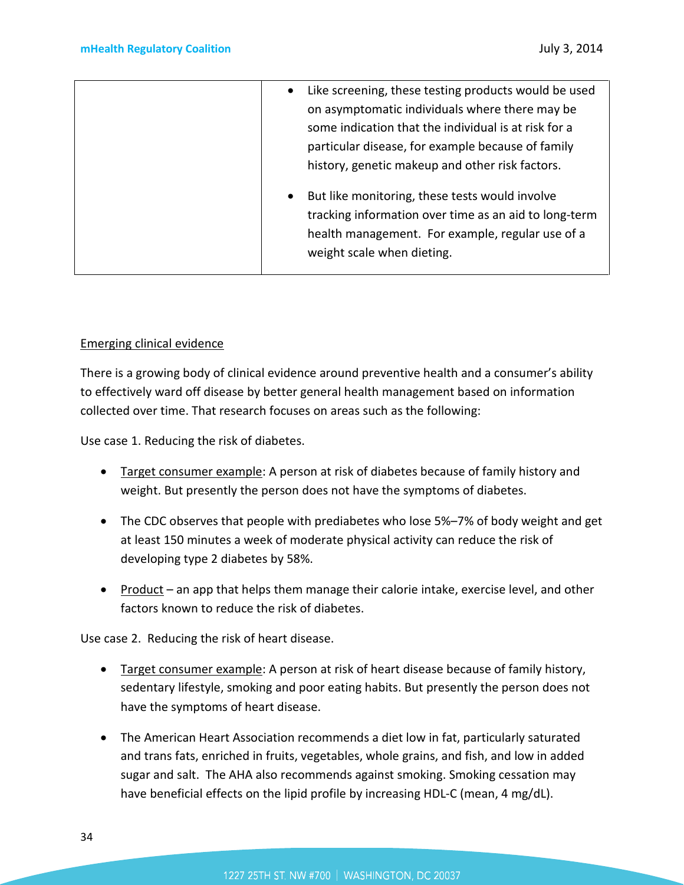| | |
|---|---|
| | • Like screening, these testing products would be used on asymptomatic individuals where there may be some indication that the individual is at risk for a particular disease, for example because of family history, genetic makeup and other risk factors.<br><br>• But like monitoring, these tests would involve tracking information over time as an aid to long-term health management. For example, regular use of a weight scale when dieting. |

Emerging clinical evidence

There is a growing body of clinical evidence around preventive health and a consumer's ability to effectively ward off disease by better general health management based on information collected over time. That research focuses on areas such as the following:

Use case 1. Reducing the risk of diabetes.

- Target consumer example: A person at risk of diabetes because of family history and weight. But presently the person does not have the symptoms of diabetes.
- The CDC observes that people with prediabetes who lose 5%–7% of body weight and get at least 150 minutes a week of moderate physical activity can reduce the risk of developing type 2 diabetes by 58%.
- Product – an app that helps them manage their calorie intake, exercise level, and other factors known to reduce the risk of diabetes.

Use case 2. Reducing the risk of heart disease.

- Target consumer example: A person at risk of heart disease because of family history, sedentary lifestyle, smoking and poor eating habits. But presently the person does not have the symptoms of heart disease.
- The American Heart Association recommends a diet low in fat, particularly saturated and trans fats, enriched in fruits, vegetables, whole grains, and fish, and low in added sugar and salt. The AHA also recommends against smoking. Smoking cessation may have beneficial effects on the lipid profile by increasing HDL-C (mean, 4 mg/dL).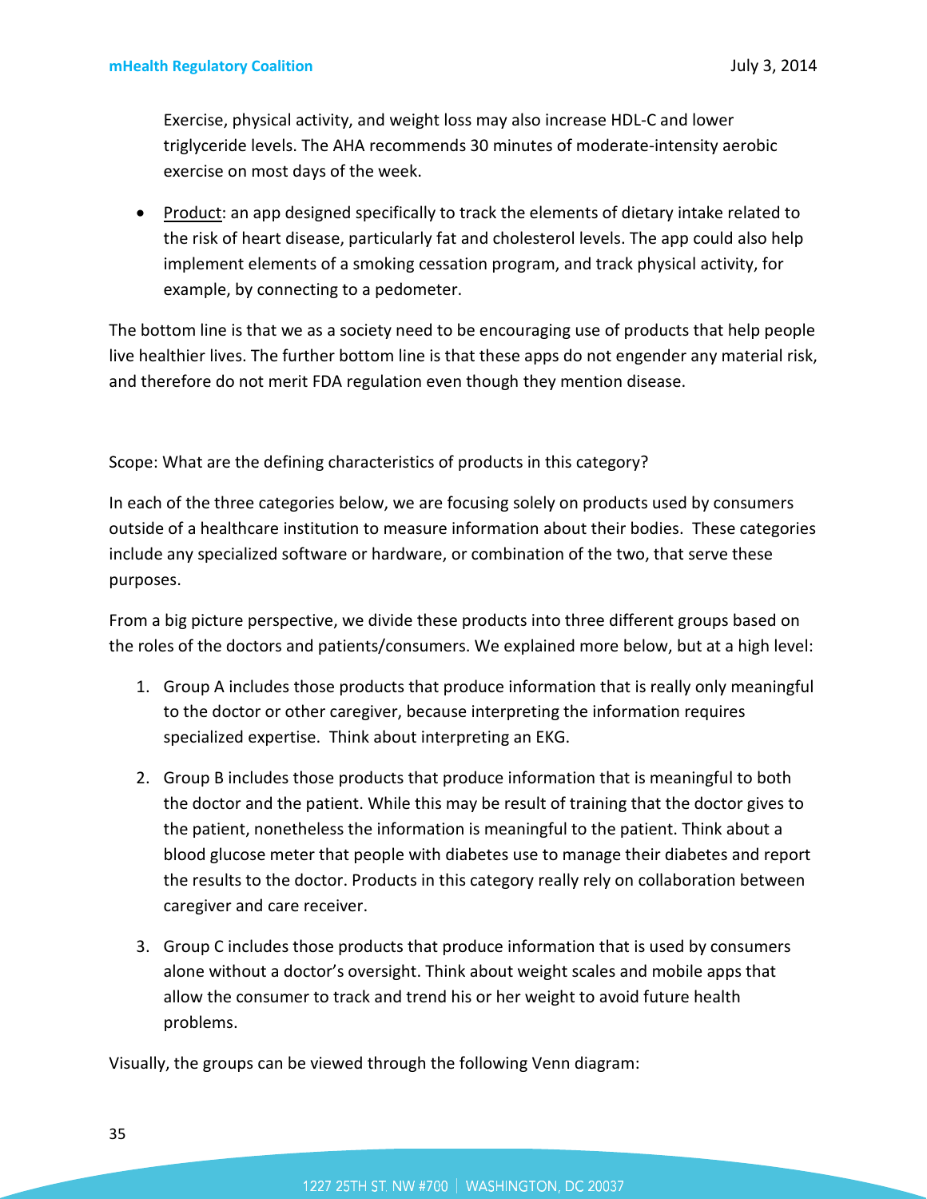Exercise, physical activity, and weight loss may also increase HDL-C and lower triglyceride levels. The AHA recommends 30 minutes of moderate-intensity aerobic exercise on most days of the week.

- Product: an app designed specifically to track the elements of dietary intake related to the risk of heart disease, particularly fat and cholesterol levels. The app could also help implement elements of a smoking cessation program, and track physical activity, for example, by connecting to a pedometer.

The bottom line is that we as a society need to be encouraging use of products that help people live healthier lives. The further bottom line is that these apps do not engender any material risk, and therefore do not merit FDA regulation even though they mention disease.

Scope: What are the defining characteristics of products in this category?

In each of the three categories below, we are focusing solely on products used by consumers outside of a healthcare institution to measure information about their bodies. These categories include any specialized software or hardware, or combination of the two, that serve these purposes.

From a big picture perspective, we divide these products into three different groups based on the roles of the doctors and patients/consumers. We explained more below, but at a high level:

1. Group A includes those products that produce information that is really only meaningful to the doctor or other caregiver, because interpreting the information requires specialized expertise. Think about interpreting an EKG.

2. Group B includes those products that produce information that is meaningful to both the doctor and the patient. While this may be result of training that the doctor gives to the patient, nonetheless the information is meaningful to the patient. Think about a blood glucose meter that people with diabetes use to manage their diabetes and report the results to the doctor. Products in this category really rely on collaboration between caregiver and care receiver.

3. Group C includes those products that produce information that is used by consumers alone without a doctor's oversight. Think about weight scales and mobile apps that allow the consumer to track and trend his or her weight to avoid future health problems.

Visually, the groups can be viewed through the following Venn diagram: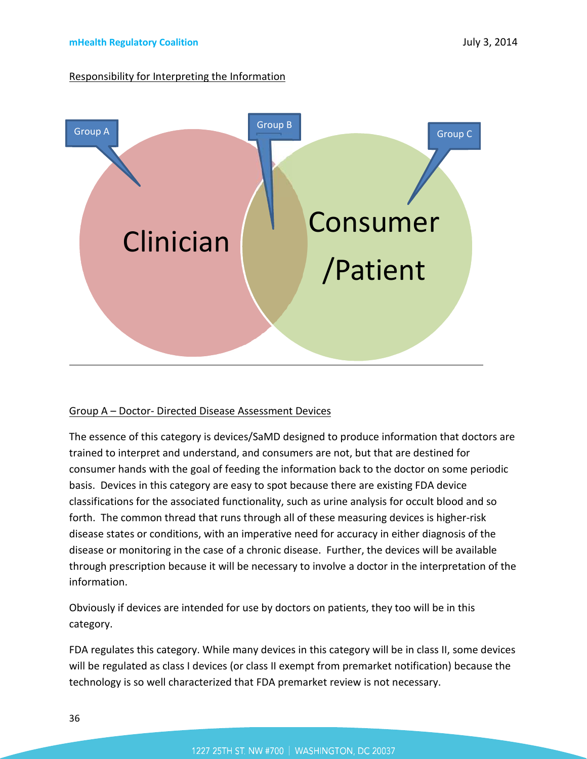Responsibility for Interpreting the Information

Group A    Group B    Group C

Clinician    Consumer /Patient

Group A – Doctor- Directed Disease Assessment Devices

The essence of this category is devices/SaMD designed to produce information that doctors are trained to interpret and understand, and consumers are not, but that are destined for consumer hands with the goal of feeding the information back to the doctor on some periodic basis. Devices in this category are easy to spot because there are existing FDA device classifications for the associated functionality, such as urine analysis for occult blood and so forth. The common thread that runs through all of these measuring devices is higher-risk disease states or conditions, with an imperative need for accuracy in either diagnosis of the disease or monitoring in the case of a chronic disease. Further, the devices will be available through prescription because it will be necessary to involve a doctor in the interpretation of the information.

Obviously if devices are intended for use by doctors on patients, they too will be in this category.

FDA regulates this category. While many devices in this category will be in class II, some devices will be regulated as class I devices (or class II exempt from premarket notification) because the technology is so well characterized that FDA premarket review is not necessary.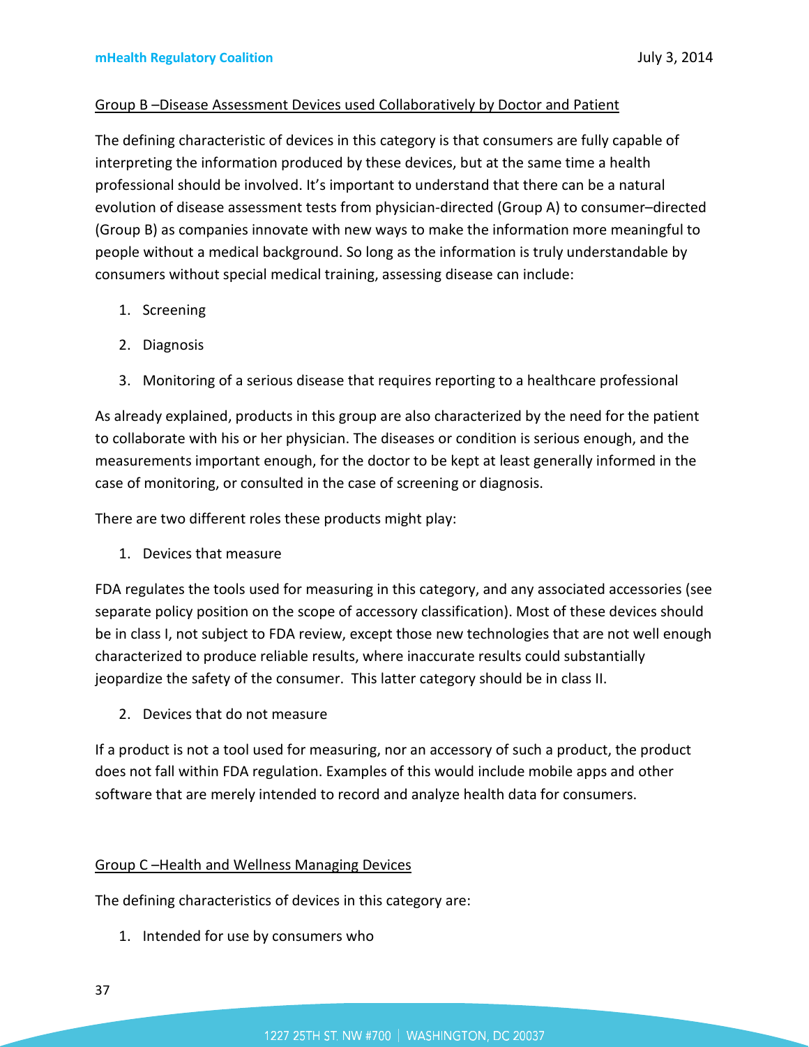Group B –Disease Assessment Devices used Collaboratively by Doctor and Patient

The defining characteristic of devices in this category is that consumers are fully capable of interpreting the information produced by these devices, but at the same time a health professional should be involved. It's important to understand that there can be a natural evolution of disease assessment tests from physician-directed (Group A) to consumer–directed (Group B) as companies innovate with new ways to make the information more meaningful to people without a medical background. So long as the information is truly understandable by consumers without special medical training, assessing disease can include:

1. Screening
2. Diagnosis
3. Monitoring of a serious disease that requires reporting to a healthcare professional

As already explained, products in this group are also characterized by the need for the patient to collaborate with his or her physician. The diseases or condition is serious enough, and the measurements important enough, for the doctor to be kept at least generally informed in the case of monitoring, or consulted in the case of screening or diagnosis.

There are two different roles these products might play:

1. Devices that measure

FDA regulates the tools used for measuring in this category, and any associated accessories (see separate policy position on the scope of accessory classification). Most of these devices should be in class I, not subject to FDA review, except those new technologies that are not well enough characterized to produce reliable results, where inaccurate results could substantially jeopardize the safety of the consumer. This latter category should be in class II.

2. Devices that do not measure

If a product is not a tool used for measuring, nor an accessory of such a product, the product does not fall within FDA regulation. Examples of this would include mobile apps and other software that are merely intended to record and analyze health data for consumers.

Group C –Health and Wellness Managing Devices

The defining characteristics of devices in this category are:

1. Intended for use by consumers who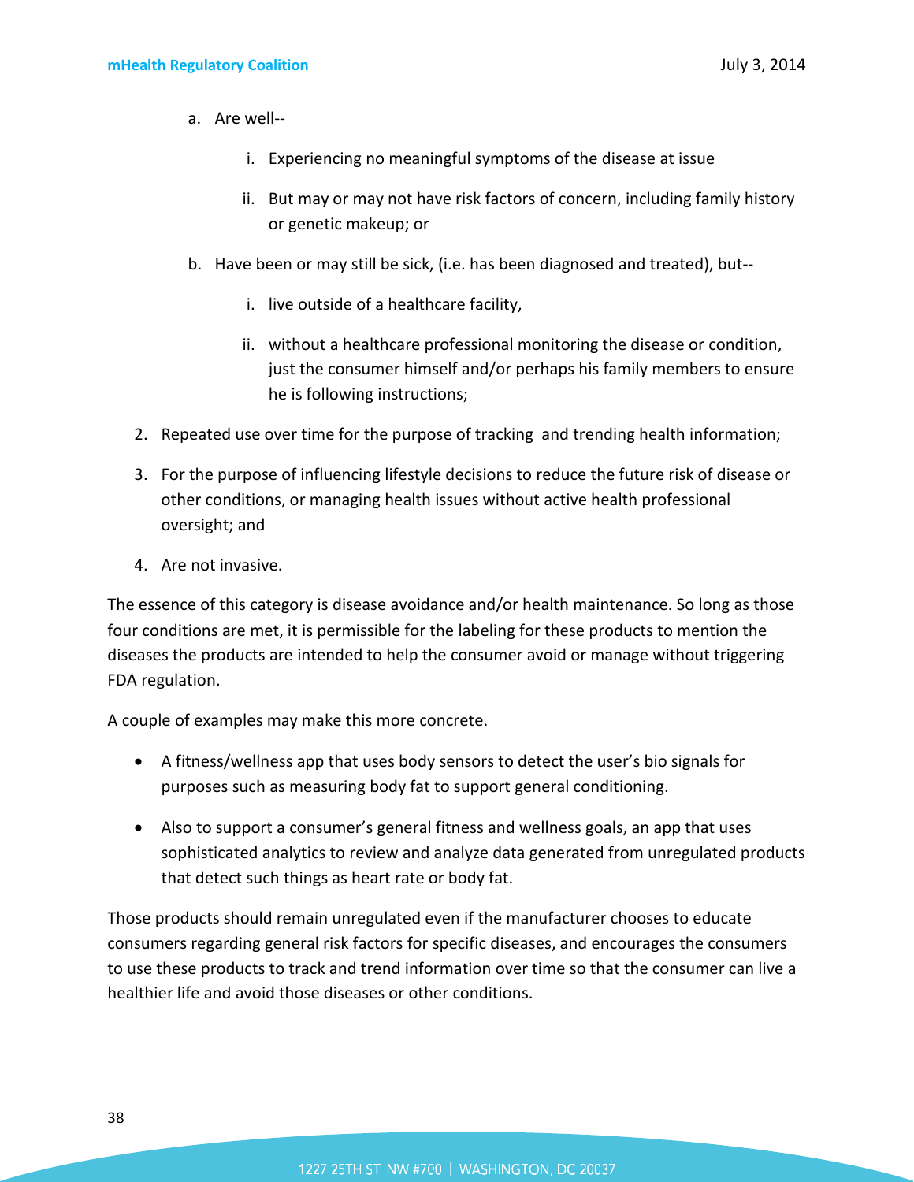a. Are well--

      i. Experiencing no meaningful symptoms of the disease at issue

      ii. But may or may not have risk factors of concern, including family history or genetic makeup; or

   b. Have been or may still be sick, (i.e. has been diagnosed and treated), but--

      i. live outside of a healthcare facility,

      ii. without a healthcare professional monitoring the disease or condition, just the consumer himself and/or perhaps his family members to ensure he is following instructions;

2. Repeated use over time for the purpose of tracking and trending health information;

3. For the purpose of influencing lifestyle decisions to reduce the future risk of disease or other conditions, or managing health issues without active health professional oversight; and

4. Are not invasive.

The essence of this category is disease avoidance and/or health maintenance. So long as those four conditions are met, it is permissible for the labeling for these products to mention the diseases the products are intended to help the consumer avoid or manage without triggering FDA regulation.

A couple of examples may make this more concrete.

- A fitness/wellness app that uses body sensors to detect the user's bio signals for purposes such as measuring body fat to support general conditioning.

- Also to support a consumer's general fitness and wellness goals, an app that uses sophisticated analytics to review and analyze data generated from unregulated products that detect such things as heart rate or body fat.

Those products should remain unregulated even if the manufacturer chooses to educate consumers regarding general risk factors for specific diseases, and encourages the consumers to use these products to track and trend information over time so that the consumer can live a healthier life and avoid those diseases or other conditions.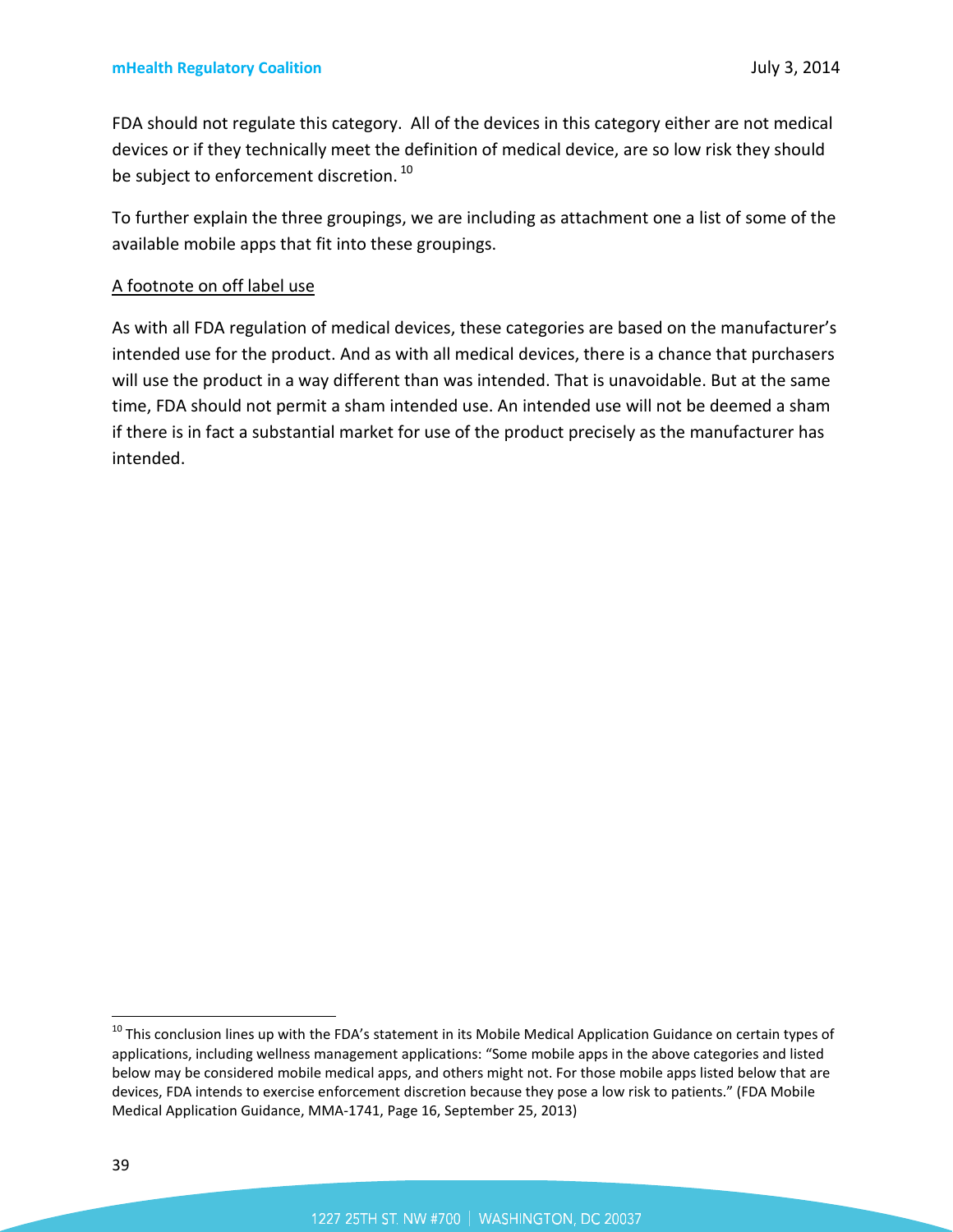FDA should not regulate this category. All of the devices in this category either are not medical devices or if they technically meet the definition of medical device, are so low risk they should be subject to enforcement discretion.[10]

To further explain the three groupings, we are including as attachment one a list of some of the available mobile apps that fit into these groupings.

<u>A footnote on off label use</u>

As with all FDA regulation of medical devices, these categories are based on the manufacturer's intended use for the product. And as with all medical devices, there is a chance that purchasers will use the product in a way different than was intended. That is unavoidable. But at the same time, FDA should not permit a sham intended use. An intended use will not be deemed a sham if there is in fact a substantial market for use of the product precisely as the manufacturer has intended.

---

[10] This conclusion lines up with the FDA's statement in its Mobile Medical Application Guidance on certain types of applications, including wellness management applications: "Some mobile apps in the above categories and listed below may be considered mobile medical apps, and others might not. For those mobile apps listed below that are devices, FDA intends to exercise enforcement discretion because they pose a low risk to patients." (FDA Mobile Medical Application Guidance, MMA-1741, Page 16, September 25, 2013)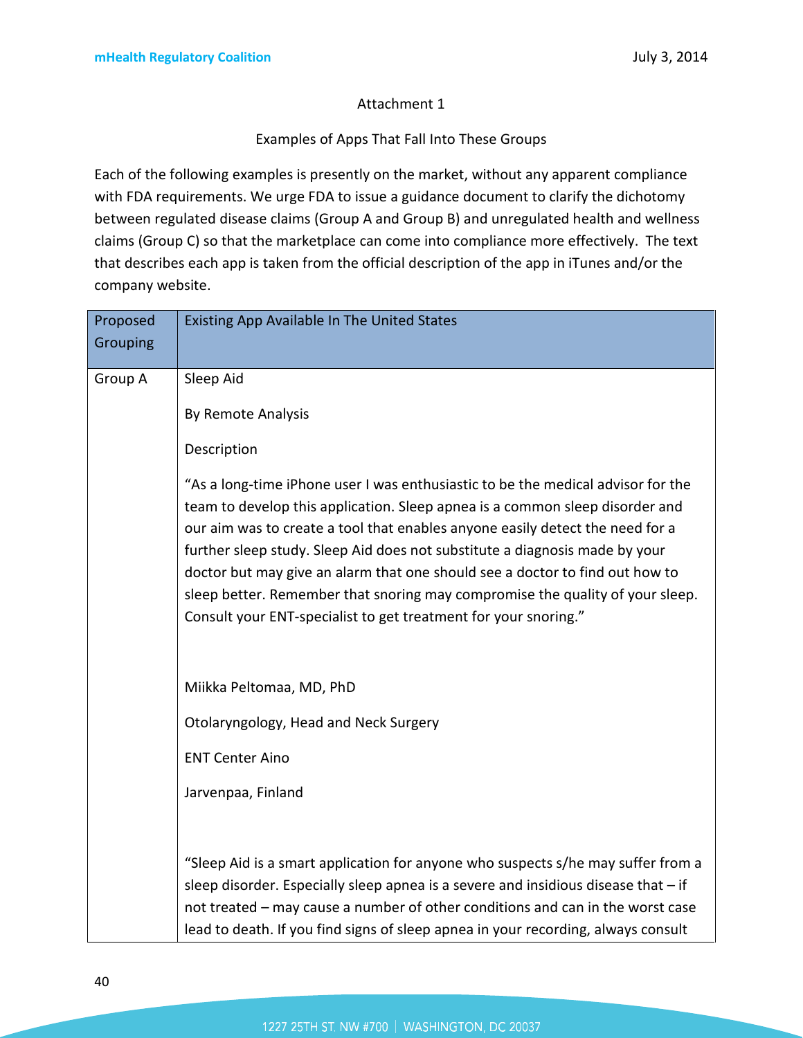Attachment 1

Examples of Apps That Fall Into These Groups

Each of the following examples is presently on the market, without any apparent compliance with FDA requirements. We urge FDA to issue a guidance document to clarify the dichotomy between regulated disease claims (Group A and Group B) and unregulated health and wellness claims (Group C) so that the marketplace can come into compliance more effectively. The text that describes each app is taken from the official description of the app in iTunes and/or the company website.

| Proposed Grouping | Existing App Available In The United States |
|---|---|
| Group A | Sleep Aid<br><br>By Remote Analysis<br><br>Description<br><br>"As a long-time iPhone user I was enthusiastic to be the medical advisor for the team to develop this application. Sleep apnea is a common sleep disorder and our aim was to create a tool that enables anyone easily detect the need for a further sleep study. Sleep Aid does not substitute a diagnosis made by your doctor but may give an alarm that one should see a doctor to find out how to sleep better. Remember that snoring may compromise the quality of your sleep. Consult your ENT-specialist to get treatment for your snoring."<br><br>Miikka Peltomaa, MD, PhD<br><br>Otolaryngology, Head and Neck Surgery<br><br>ENT Center Aino<br><br>Jarvenpaa, Finland<br><br>"Sleep Aid is a smart application for anyone who suspects s/he may suffer from a sleep disorder. Especially sleep apnea is a severe and insidious disease that – if not treated – may cause a number of other conditions and can in the worst case lead to death. If you find signs of sleep apnea in your recording, always consult |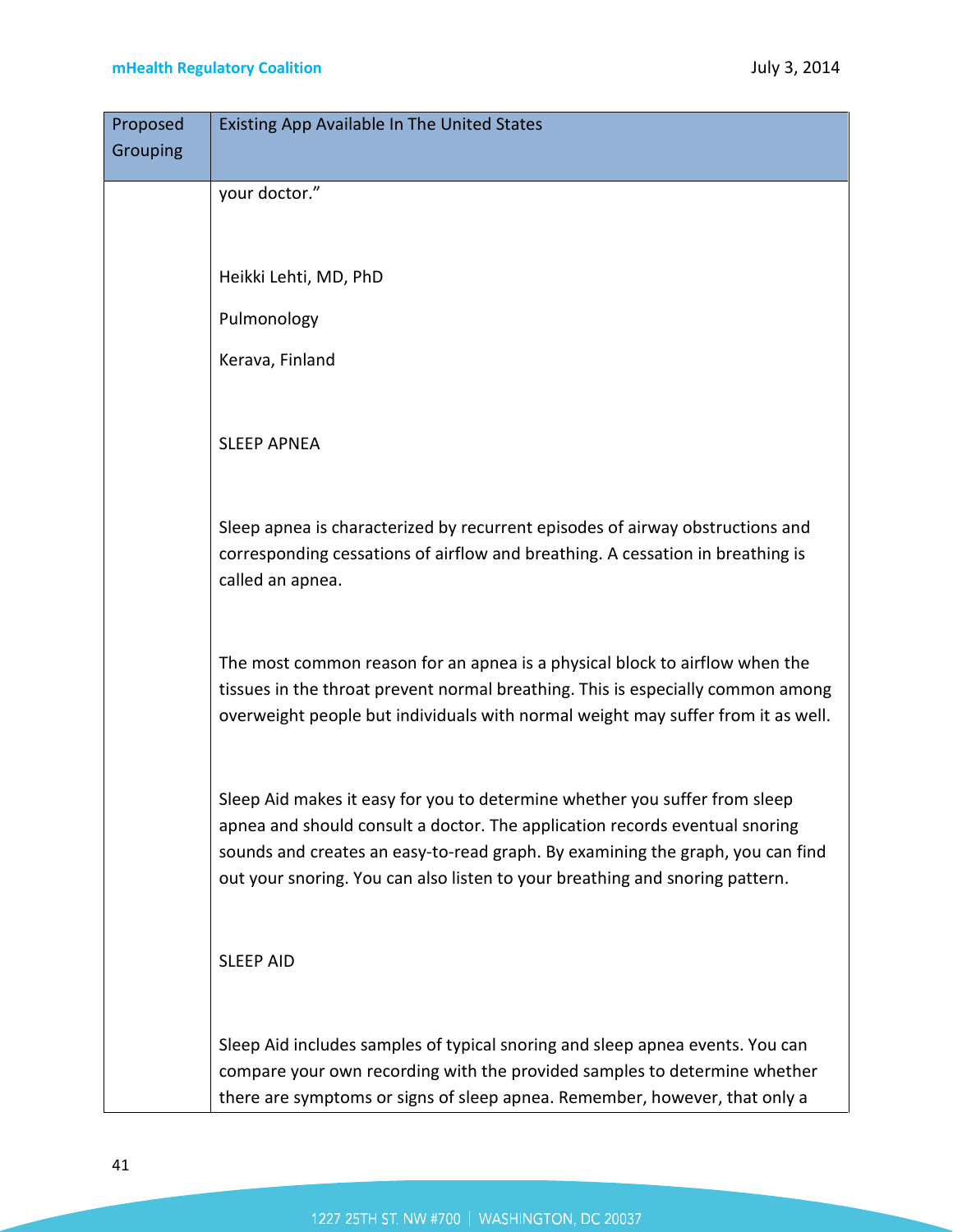| Proposed Grouping | Existing App Available In The United States |
|---|---|
| | your doctor.”<br><br>Heikki Lehti, MD, PhD<br><br>Pulmonology<br><br>Kerava, Finland<br><br>SLEEP APNEA<br><br>Sleep apnea is characterized by recurrent episodes of airway obstructions and corresponding cessations of airflow and breathing. A cessation in breathing is called an apnea.<br><br>The most common reason for an apnea is a physical block to airflow when the tissues in the throat prevent normal breathing. This is especially common among overweight people but individuals with normal weight may suffer from it as well.<br><br>Sleep Aid makes it easy for you to determine whether you suffer from sleep apnea and should consult a doctor. The application records eventual snoring sounds and creates an easy-to-read graph. By examining the graph, you can find out your snoring. You can also listen to your breathing and snoring pattern.<br><br>SLEEP AID<br><br>Sleep Aid includes samples of typical snoring and sleep apnea events. You can compare your own recording with the provided samples to determine whether there are symptoms or signs of sleep apnea. Remember, however, that only a |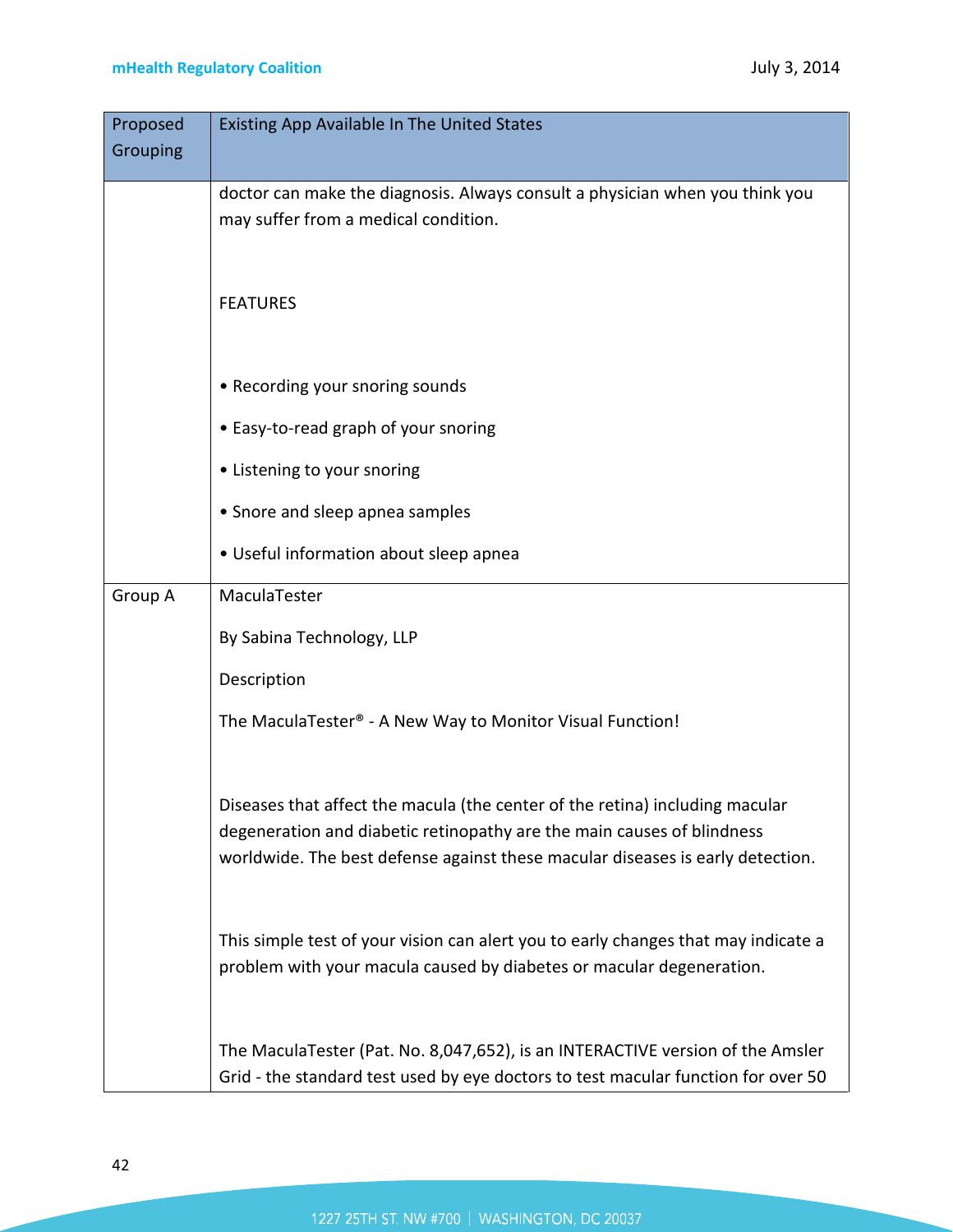| Proposed Grouping | Existing App Available In The United States |
|---|---|
| | doctor can make the diagnosis. Always consult a physician when you think you may suffer from a medical condition.<br><br>FEATURES<br><br>• Recording your snoring sounds<br>• Easy-to-read graph of your snoring<br>• Listening to your snoring<br>• Snore and sleep apnea samples<br>• Useful information about sleep apnea |
| Group A | MaculaTester<br><br>By Sabina Technology, LLP<br><br>Description<br><br>The MaculaTester® - A New Way to Monitor Visual Function!<br><br>Diseases that affect the macula (the center of the retina) including macular degeneration and diabetic retinopathy are the main causes of blindness worldwide. The best defense against these macular diseases is early detection.<br><br>This simple test of your vision can alert you to early changes that may indicate a problem with your macula caused by diabetes or macular degeneration.<br><br>The MaculaTester (Pat. No. 8,047,652), is an INTERACTIVE version of the Amsler Grid - the standard test used by eye doctors to test macular function for over 50 |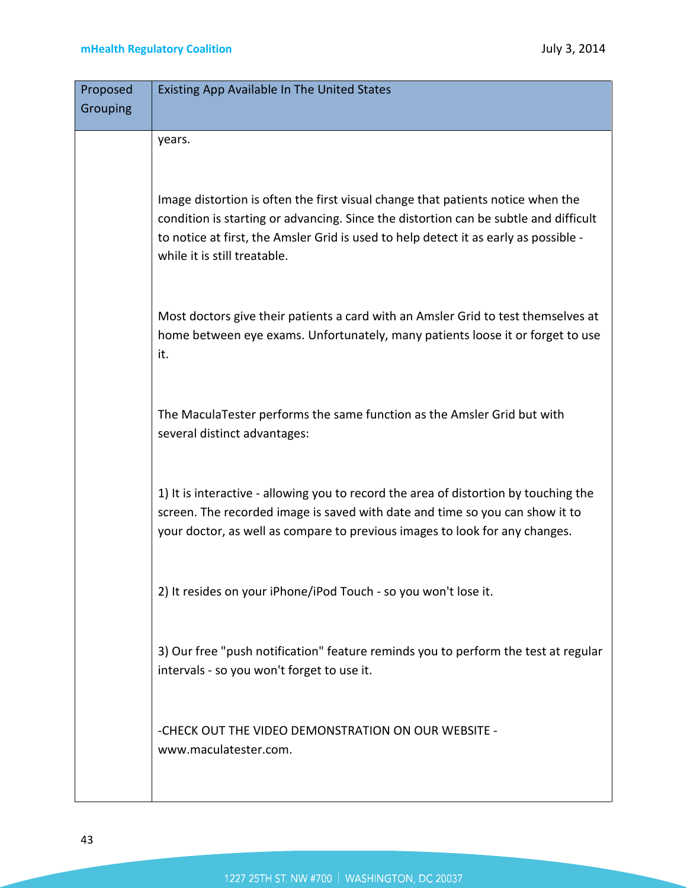| Proposed Grouping | Existing App Available In The United States |
|---|---|
| | years.<br><br>Image distortion is often the first visual change that patients notice when the condition is starting or advancing. Since the distortion can be subtle and difficult to notice at first, the Amsler Grid is used to help detect it as early as possible - while it is still treatable.<br><br>Most doctors give their patients a card with an Amsler Grid to test themselves at home between eye exams. Unfortunately, many patients loose it or forget to use it.<br><br>The MaculaTester performs the same function as the Amsler Grid but with several distinct advantages:<br><br>1) It is interactive - allowing you to record the area of distortion by touching the screen. The recorded image is saved with date and time so you can show it to your doctor, as well as compare to previous images to look for any changes.<br><br>2) It resides on your iPhone/iPod Touch - so you won't lose it.<br><br>3) Our free "push notification" feature reminds you to perform the test at regular intervals - so you won't forget to use it.<br><br>-CHECK OUT THE VIDEO DEMONSTRATION ON OUR WEBSITE - www.maculatester.com. |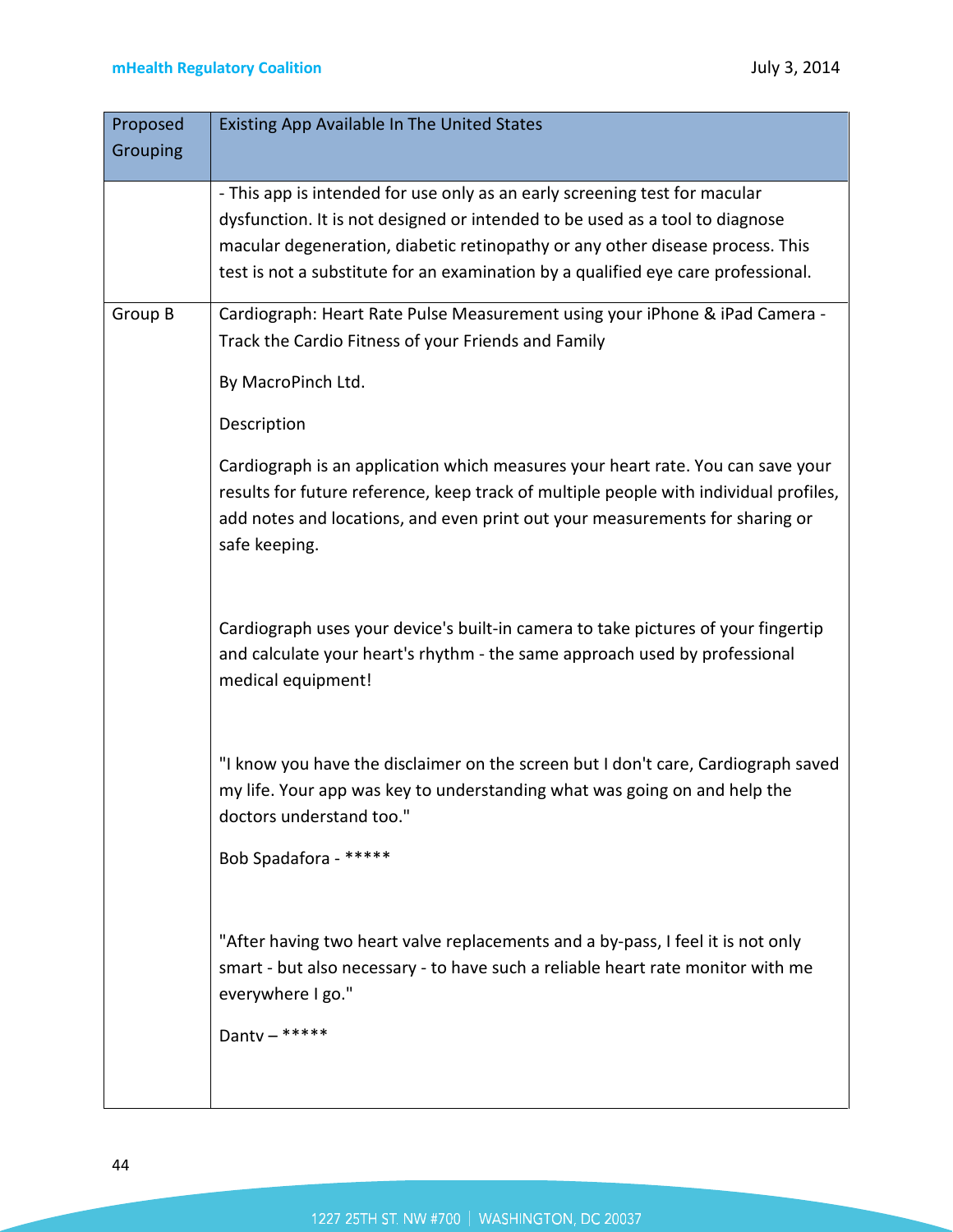| Proposed Grouping | Existing App Available In The United States |
|---|---|
| | - This app is intended for use only as an early screening test for macular dysfunction. It is not designed or intended to be used as a tool to diagnose macular degeneration, diabetic retinopathy or any other disease process. This test is not a substitute for an examination by a qualified eye care professional. |
| Group B | Cardiograph: Heart Rate Pulse Measurement using your iPhone & iPad Camera - Track the Cardio Fitness of your Friends and Family<br><br>By MacroPinch Ltd.<br><br>Description<br><br>Cardiograph is an application which measures your heart rate. You can save your results for future reference, keep track of multiple people with individual profiles, add notes and locations, and even print out your measurements for sharing or safe keeping.<br><br>Cardiograph uses your device's built-in camera to take pictures of your fingertip and calculate your heart's rhythm - the same approach used by professional medical equipment!<br><br>"I know you have the disclaimer on the screen but I don't care, Cardiograph saved my life. Your app was key to understanding what was going on and help the doctors understand too."<br><br>Bob Spadafora - *****<br><br>"After having two heart valve replacements and a by-pass, I feel it is not only smart - but also necessary - to have such a reliable heart rate monitor with me everywhere I go."<br><br>Dantv – ***** |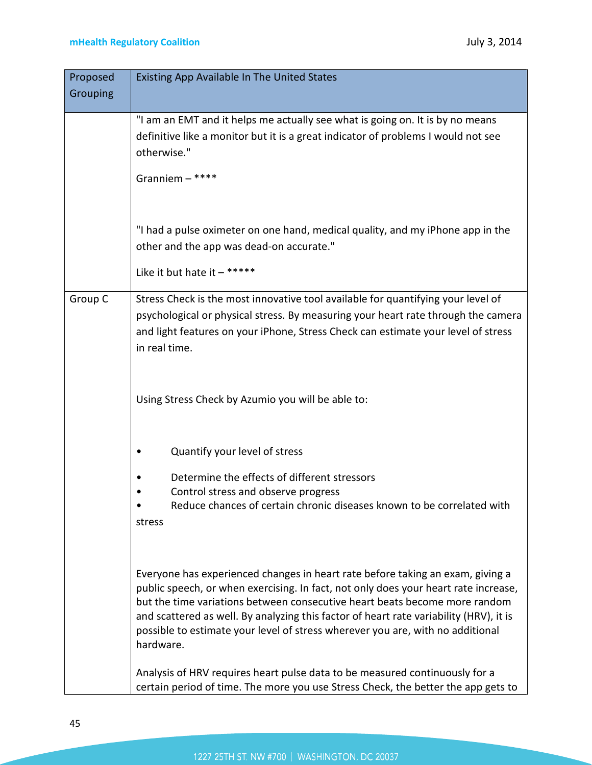| Proposed Grouping | Existing App Available In The United States |
| --- | --- |
| | "I am an EMT and it helps me actually see what is going on. It is by no means definitive like a monitor but it is a great indicator of problems I would not see otherwise."<br><br>Granniem – ****<br><br>"I had a pulse oximeter on one hand, medical quality, and my iPhone app in the other and the app was dead-on accurate."<br><br>Like it but hate it – ***** |
| Group C | Stress Check is the most innovative tool available for quantifying your level of psychological or physical stress. By measuring your heart rate through the camera and light features on your iPhone, Stress Check can estimate your level of stress in real time.<br><br>Using Stress Check by Azumio you will be able to:<br><br>• Quantify your level of stress<br>• Determine the effects of different stressors<br>• Control stress and observe progress<br>• Reduce chances of certain chronic diseases known to be correlated with stress<br><br>Everyone has experienced changes in heart rate before taking an exam, giving a public speech, or when exercising. In fact, not only does your heart rate increase, but the time variations between consecutive heart beats become more random and scattered as well. By analyzing this factor of heart rate variability (HRV), it is possible to estimate your level of stress wherever you are, with no additional hardware.<br><br>Analysis of HRV requires heart pulse data to be measured continuously for a certain period of time. The more you use Stress Check, the better the app gets to |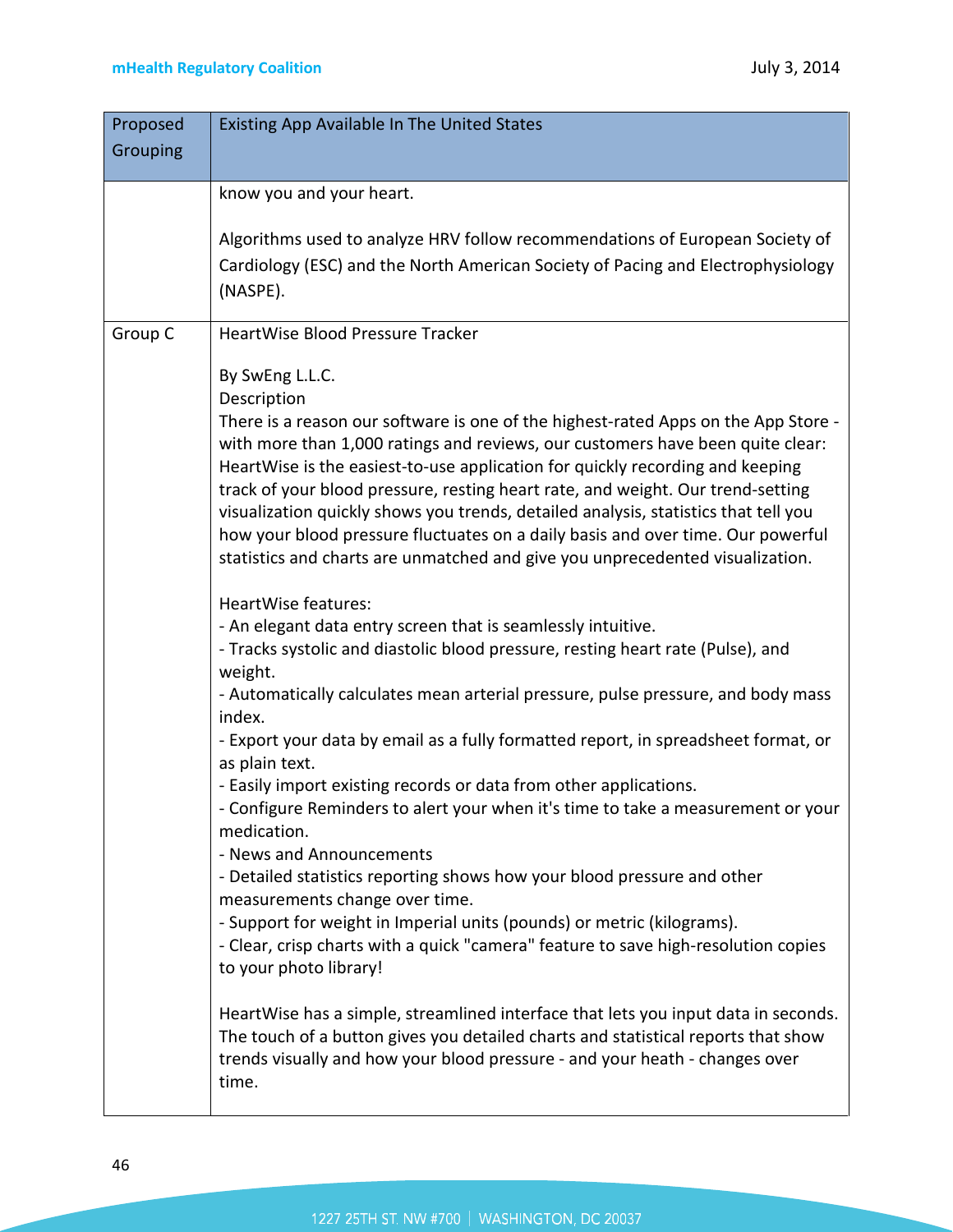| Proposed Grouping | Existing App Available In The United States |
|---|---|
| | know you and your heart.<br><br>Algorithms used to analyze HRV follow recommendations of European Society of Cardiology (ESC) and the North American Society of Pacing and Electrophysiology (NASPE). |
| Group C | HeartWise Blood Pressure Tracker<br><br>By SwEng L.L.C.<br>Description<br>There is a reason our software is one of the highest-rated Apps on the App Store - with more than 1,000 ratings and reviews, our customers have been quite clear: HeartWise is the easiest-to-use application for quickly recording and keeping track of your blood pressure, resting heart rate, and weight. Our trend-setting visualization quickly shows you trends, detailed analysis, statistics that tell you how your blood pressure fluctuates on a daily basis and over time. Our powerful statistics and charts are unmatched and give you unprecedented visualization.<br><br>HeartWise features:<br>- An elegant data entry screen that is seamlessly intuitive.<br>- Tracks systolic and diastolic blood pressure, resting heart rate (Pulse), and weight.<br>- Automatically calculates mean arterial pressure, pulse pressure, and body mass index.<br>- Export your data by email as a fully formatted report, in spreadsheet format, or as plain text.<br>- Easily import existing records or data from other applications.<br>- Configure Reminders to alert your when it's time to take a measurement or your medication.<br>- News and Announcements<br>- Detailed statistics reporting shows how your blood pressure and other measurements change over time.<br>- Support for weight in Imperial units (pounds) or metric (kilograms).<br>- Clear, crisp charts with a quick "camera" feature to save high-resolution copies to your photo library!<br><br>HeartWise has a simple, streamlined interface that lets you input data in seconds. The touch of a button gives you detailed charts and statistical reports that show trends visually and how your blood pressure - and your heath - changes over time. |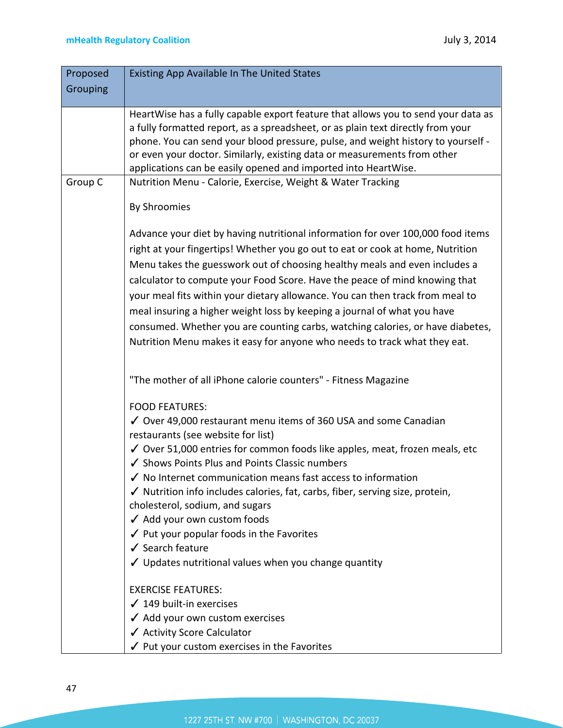| Proposed Grouping | Existing App Available In The United States |
|---|---|
| | HeartWise has a fully capable export feature that allows you to send your data as a fully formatted report, as a spreadsheet, or as plain text directly from your phone. You can send your blood pressure, pulse, and weight history to yourself - or even your doctor. Similarly, existing data or measurements from other applications can be easily opened and imported into HeartWise. |
| Group C | Nutrition Menu - Calorie, Exercise, Weight & Water Tracking<br><br>By Shroomies<br><br>Advance your diet by having nutritional information for over 100,000 food items right at your fingertips! Whether you go out to eat or cook at home, Nutrition Menu takes the guesswork out of choosing healthy meals and even includes a calculator to compute your Food Score. Have the peace of mind knowing that your meal fits within your dietary allowance. You can then track from meal to meal insuring a higher weight loss by keeping a journal of what you have consumed. Whether you are counting carbs, watching calories, or have diabetes, Nutrition Menu makes it easy for anyone who needs to track what they eat.<br><br>"The mother of all iPhone calorie counters" - Fitness Magazine<br><br>FOOD FEATURES:<br>✓ Over 49,000 restaurant menu items of 360 USA and some Canadian restaurants (see website for list)<br>✓ Over 51,000 entries for common foods like apples, meat, frozen meals, etc<br>✓ Shows Points Plus and Points Classic numbers<br>✓ No Internet communication means fast access to information<br>✓ Nutrition info includes calories, fat, carbs, fiber, serving size, protein, cholesterol, sodium, and sugars<br>✓ Add your own custom foods<br>✓ Put your popular foods in the Favorites<br>✓ Search feature<br>✓ Updates nutritional values when you change quantity<br><br>EXERCISE FEATURES:<br>✓ 149 built-in exercises<br>✓ Add your own custom exercises<br>✓ Activity Score Calculator<br>✓ Put your custom exercises in the Favorites |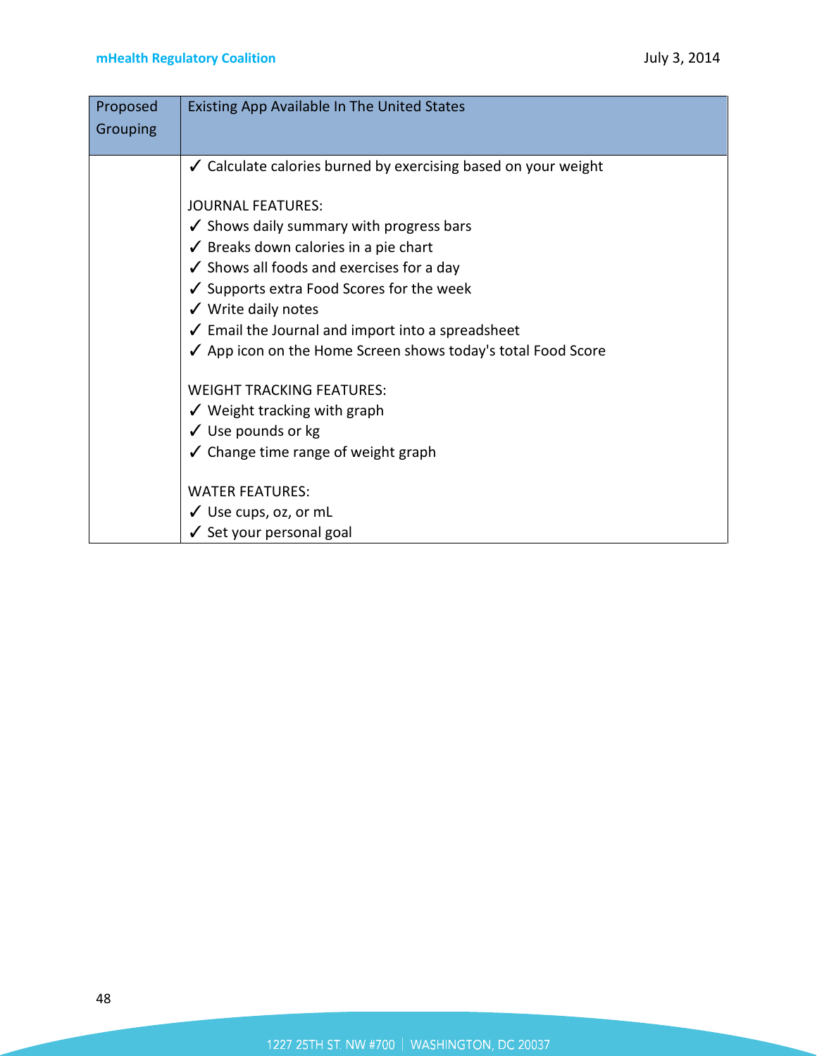| Proposed Grouping | Existing App Available In The United States |
|---|---|
| | ✓ Calculate calories burned by exercising based on your weight<br><br>JOURNAL FEATURES:<br>✓ Shows daily summary with progress bars<br>✓ Breaks down calories in a pie chart<br>✓ Shows all foods and exercises for a day<br>✓ Supports extra Food Scores for the week<br>✓ Write daily notes<br>✓ Email the Journal and import into a spreadsheet<br>✓ App icon on the Home Screen shows today's total Food Score<br><br>WEIGHT TRACKING FEATURES:<br>✓ Weight tracking with graph<br>✓ Use pounds or kg<br>✓ Change time range of weight graph<br><br>WATER FEATURES:<br>✓ Use cups, oz, or mL<br>✓ Set your personal goal |